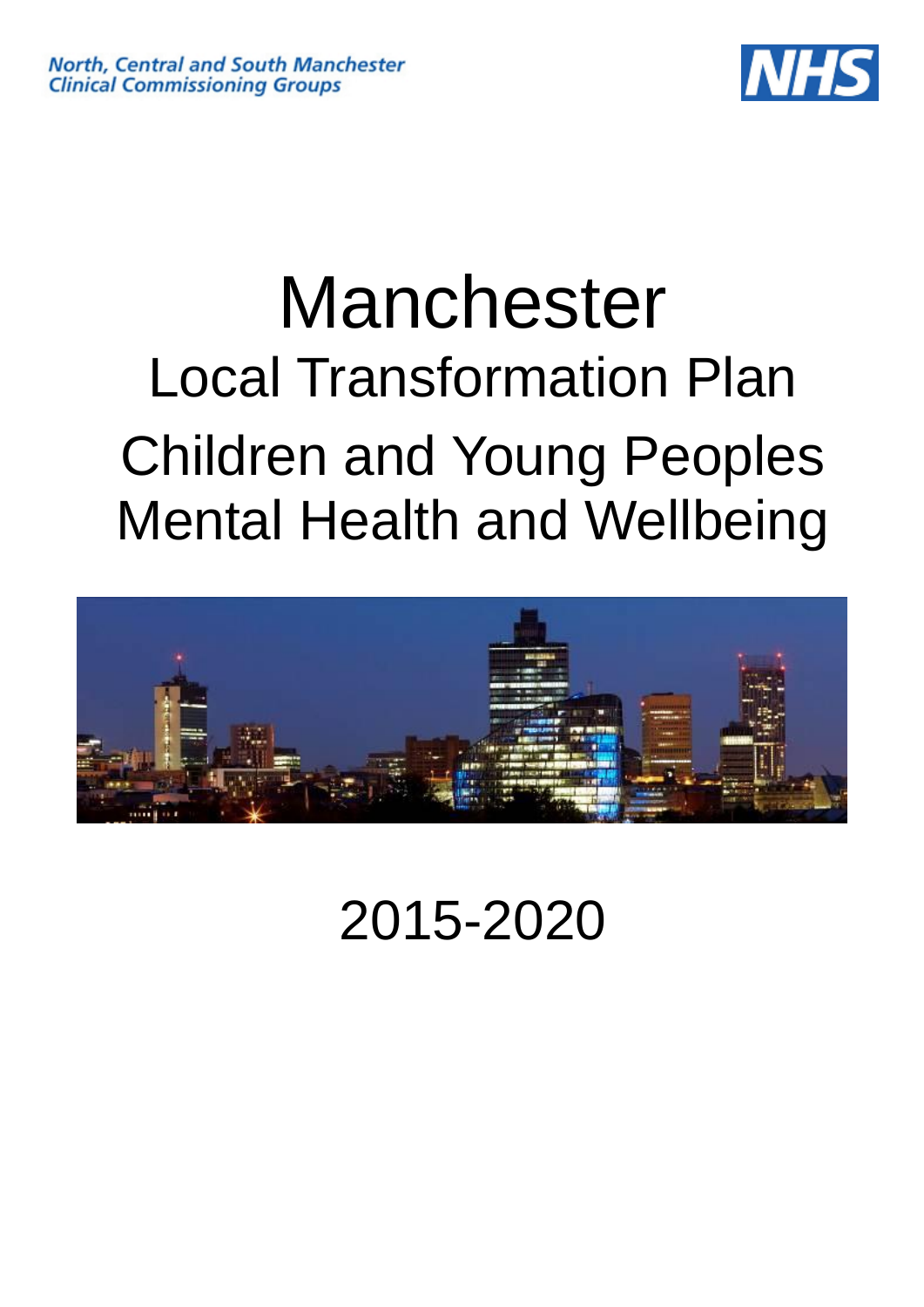North, Central and South Manchester
Clinical Commissioning Groups

NHS

# Manchester

## Local Transformation Plan

## Children and Young Peoples Mental Health and Wellbeing

2015-2020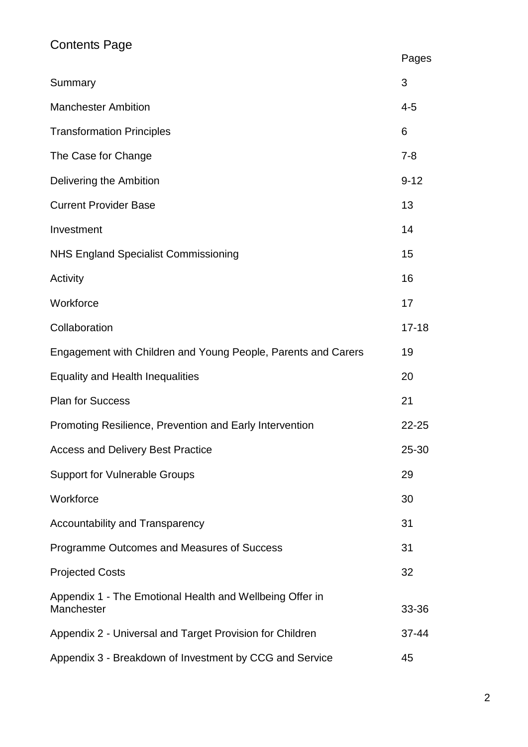# Contents Page

| | Pages |
| --- | --- |
| Summary | 3 |
| Manchester Ambition | 4-5 |
| Transformation Principles | 6 |
| The Case for Change | 7-8 |
| Delivering the Ambition | 9-12 |
| Current Provider Base | 13 |
| Investment | 14 |
| NHS England Specialist Commissioning | 15 |
| Activity | 16 |
| Workforce | 17 |
| Collaboration | 17-18 |
| Engagement with Children and Young People, Parents and Carers | 19 |
| Equality and Health Inequalities | 20 |
| Plan for Success | 21 |
| Promoting Resilience, Prevention and Early Intervention | 22-25 |
| Access and Delivery Best Practice | 25-30 |
| Support for Vulnerable Groups | 29 |
| Workforce | 30 |
| Accountability and Transparency | 31 |
| Programme Outcomes and Measures of Success | 31 |
| Projected Costs | 32 |
| Appendix 1 - The Emotional Health and Wellbeing Offer in Manchester | 33-36 |
| Appendix 2 - Universal and Target Provision for Children | 37-44 |
| Appendix 3 - Breakdown of Investment by CCG and Service | 45 |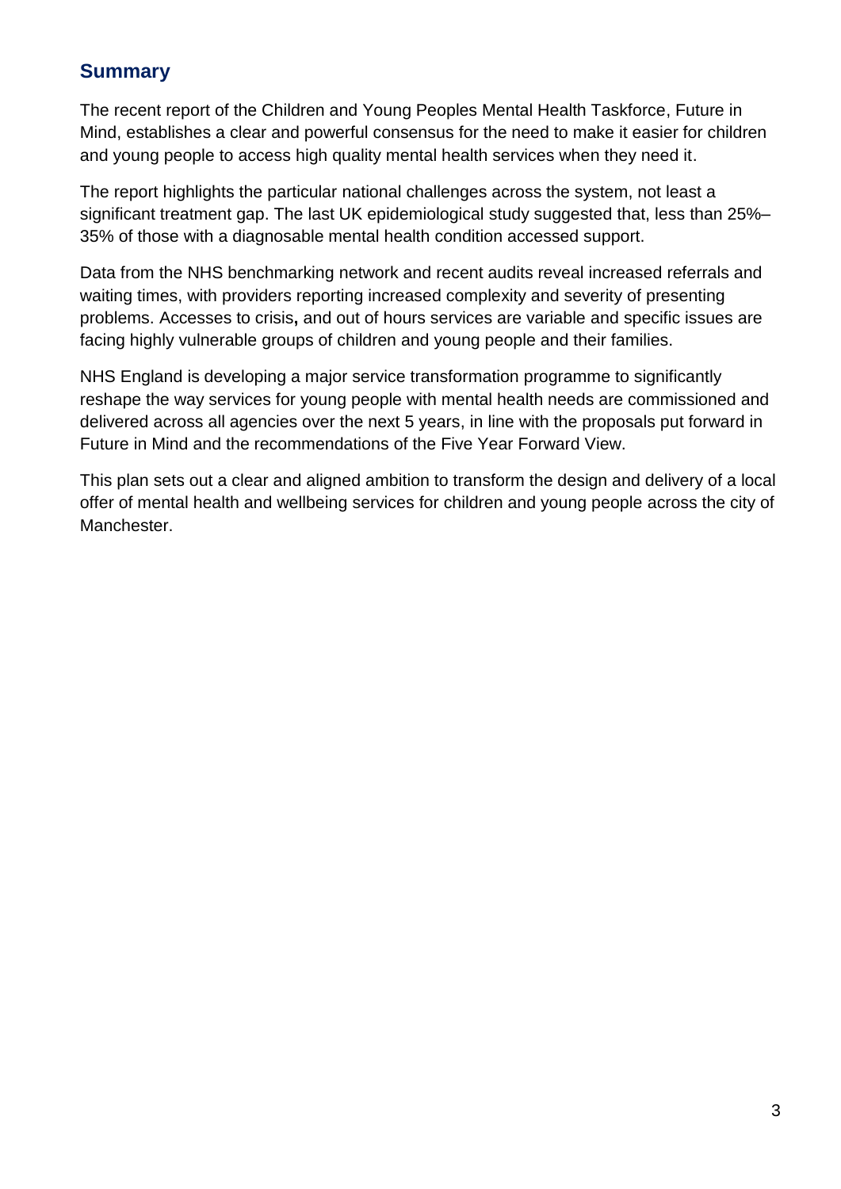## Summary

The recent report of the Children and Young Peoples Mental Health Taskforce, Future in Mind, establishes a clear and powerful consensus for the need to make it easier for children and young people to access high quality mental health services when they need it.

The report highlights the particular national challenges across the system, not least a significant treatment gap. The last UK epidemiological study suggested that, less than 25%–35% of those with a diagnosable mental health condition accessed support.

Data from the NHS benchmarking network and recent audits reveal increased referrals and waiting times, with providers reporting increased complexity and severity of presenting problems. Accesses to crisis**,** and out of hours services are variable and specific issues are facing highly vulnerable groups of children and young people and their families.

NHS England is developing a major service transformation programme to significantly reshape the way services for young people with mental health needs are commissioned and delivered across all agencies over the next 5 years, in line with the proposals put forward in Future in Mind and the recommendations of the Five Year Forward View.

This plan sets out a clear and aligned ambition to transform the design and delivery of a local offer of mental health and wellbeing services for children and young people across the city of Manchester.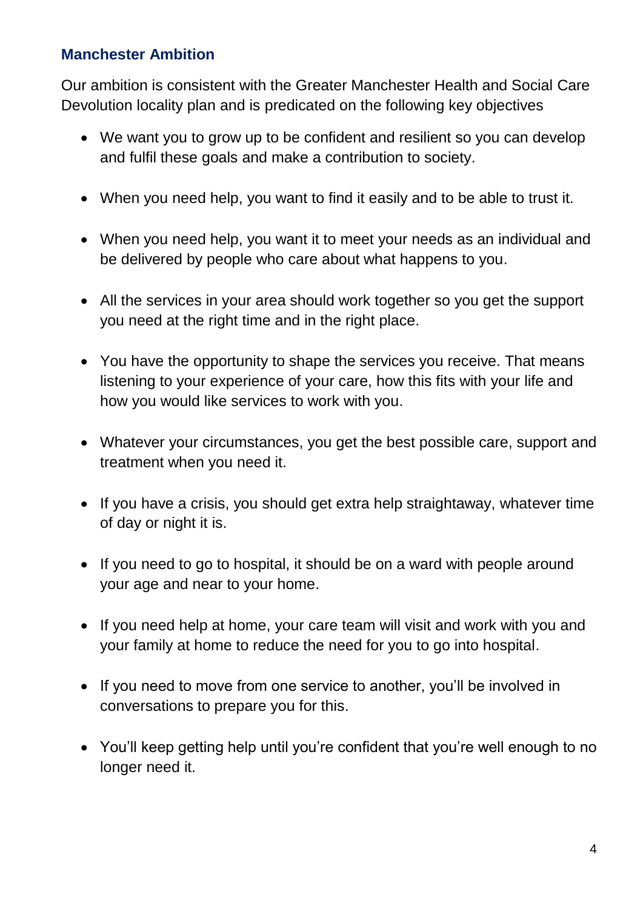## Manchester Ambition

Our ambition is consistent with the Greater Manchester Health and Social Care Devolution locality plan and is predicated on the following key objectives

- We want you to grow up to be confident and resilient so you can develop and fulfil these goals and make a contribution to society.
- When you need help, you want to find it easily and to be able to trust it.
- When you need help, you want it to meet your needs as an individual and be delivered by people who care about what happens to you.
- All the services in your area should work together so you get the support you need at the right time and in the right place.
- You have the opportunity to shape the services you receive. That means listening to your experience of your care, how this fits with your life and how you would like services to work with you.
- Whatever your circumstances, you get the best possible care, support and treatment when you need it.
- If you have a crisis, you should get extra help straightaway, whatever time of day or night it is.
- If you need to go to hospital, it should be on a ward with people around your age and near to your home.
- If you need help at home, your care team will visit and work with you and your family at home to reduce the need for you to go into hospital.
- If you need to move from one service to another, you'll be involved in conversations to prepare you for this.
- You'll keep getting help until you're confident that you're well enough to no longer need it.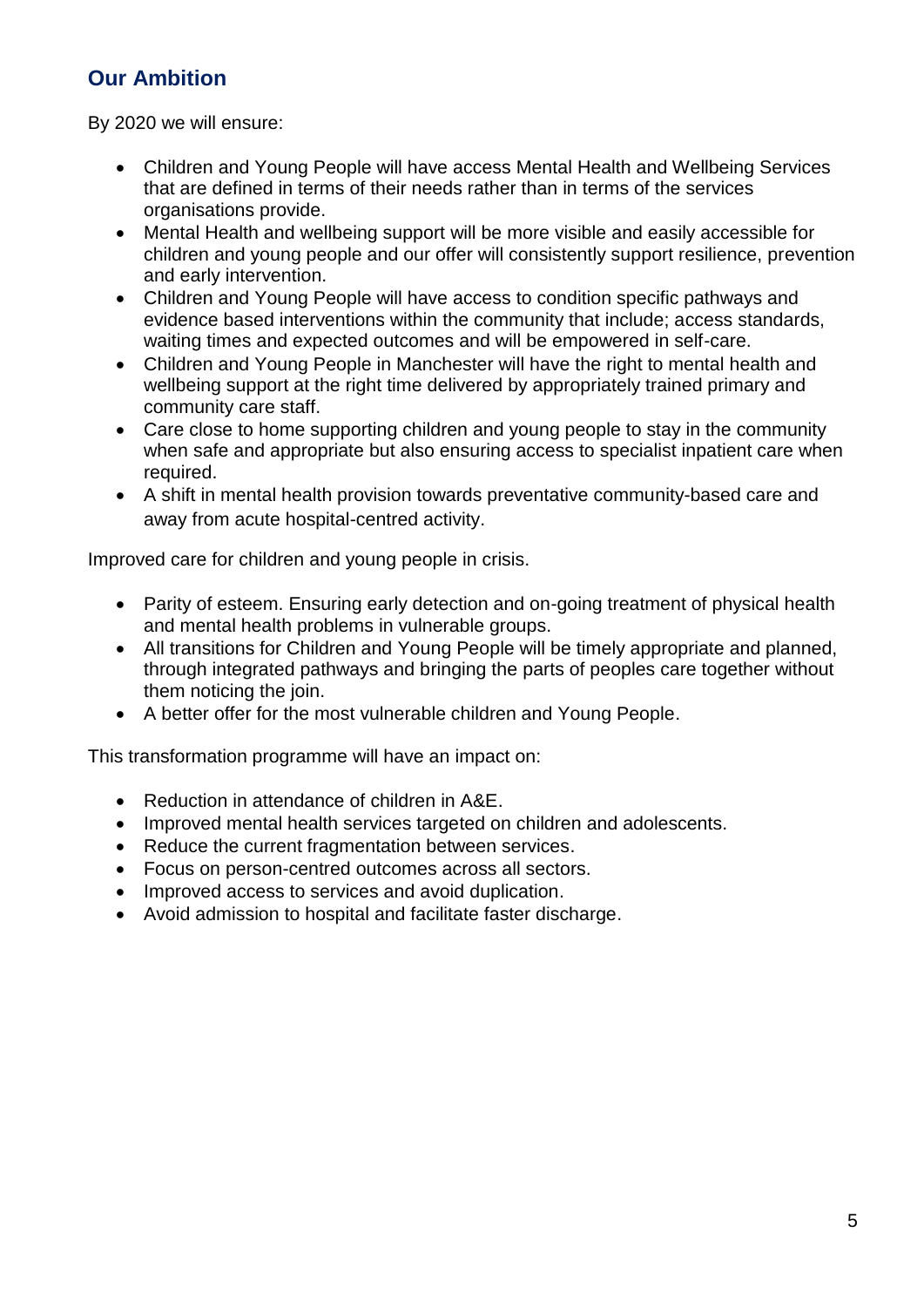## Our Ambition

By 2020 we will ensure:

- Children and Young People will have access Mental Health and Wellbeing Services that are defined in terms of their needs rather than in terms of the services organisations provide.
- Mental Health and wellbeing support will be more visible and easily accessible for children and young people and our offer will consistently support resilience, prevention and early intervention.
- Children and Young People will have access to condition specific pathways and evidence based interventions within the community that include; access standards, waiting times and expected outcomes and will be empowered in self-care.
- Children and Young People in Manchester will have the right to mental health and wellbeing support at the right time delivered by appropriately trained primary and community care staff.
- Care close to home supporting children and young people to stay in the community when safe and appropriate but also ensuring access to specialist inpatient care when required.
- A shift in mental health provision towards preventative community-based care and away from acute hospital-centred activity.

Improved care for children and young people in crisis.

- Parity of esteem. Ensuring early detection and on-going treatment of physical health and mental health problems in vulnerable groups.
- All transitions for Children and Young People will be timely appropriate and planned, through integrated pathways and bringing the parts of peoples care together without them noticing the join.
- A better offer for the most vulnerable children and Young People.

This transformation programme will have an impact on:

- Reduction in attendance of children in A&E.
- Improved mental health services targeted on children and adolescents.
- Reduce the current fragmentation between services.
- Focus on person-centred outcomes across all sectors.
- Improved access to services and avoid duplication.
- Avoid admission to hospital and facilitate faster discharge.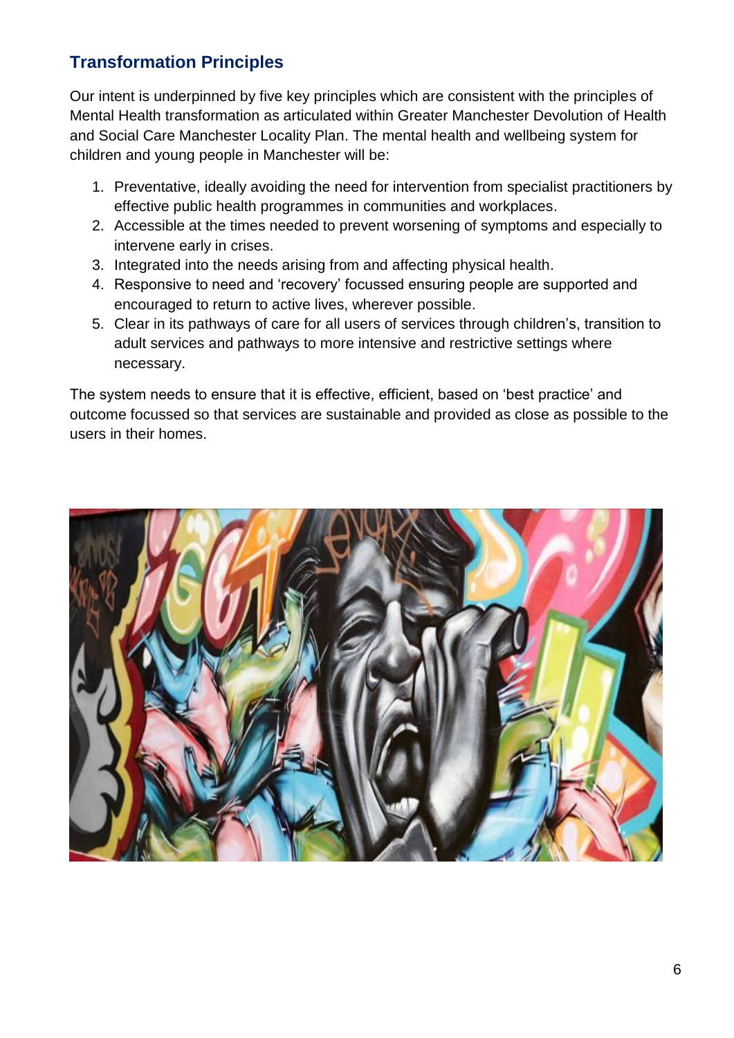## Transformation Principles

Our intent is underpinned by five key principles which are consistent with the principles of Mental Health transformation as articulated within Greater Manchester Devolution of Health and Social Care Manchester Locality Plan. The mental health and wellbeing system for children and young people in Manchester will be:

1. Preventative, ideally avoiding the need for intervention from specialist practitioners by effective public health programmes in communities and workplaces.
2. Accessible at the times needed to prevent worsening of symptoms and especially to intervene early in crises.
3. Integrated into the needs arising from and affecting physical health.
4. Responsive to need and 'recovery' focussed ensuring people are supported and encouraged to return to active lives, wherever possible.
5. Clear in its pathways of care for all users of services through children's, transition to adult services and pathways to more intensive and restrictive settings where necessary.

The system needs to ensure that it is effective, efficient, based on 'best practice' and outcome focussed so that services are sustainable and provided as close as possible to the users in their homes.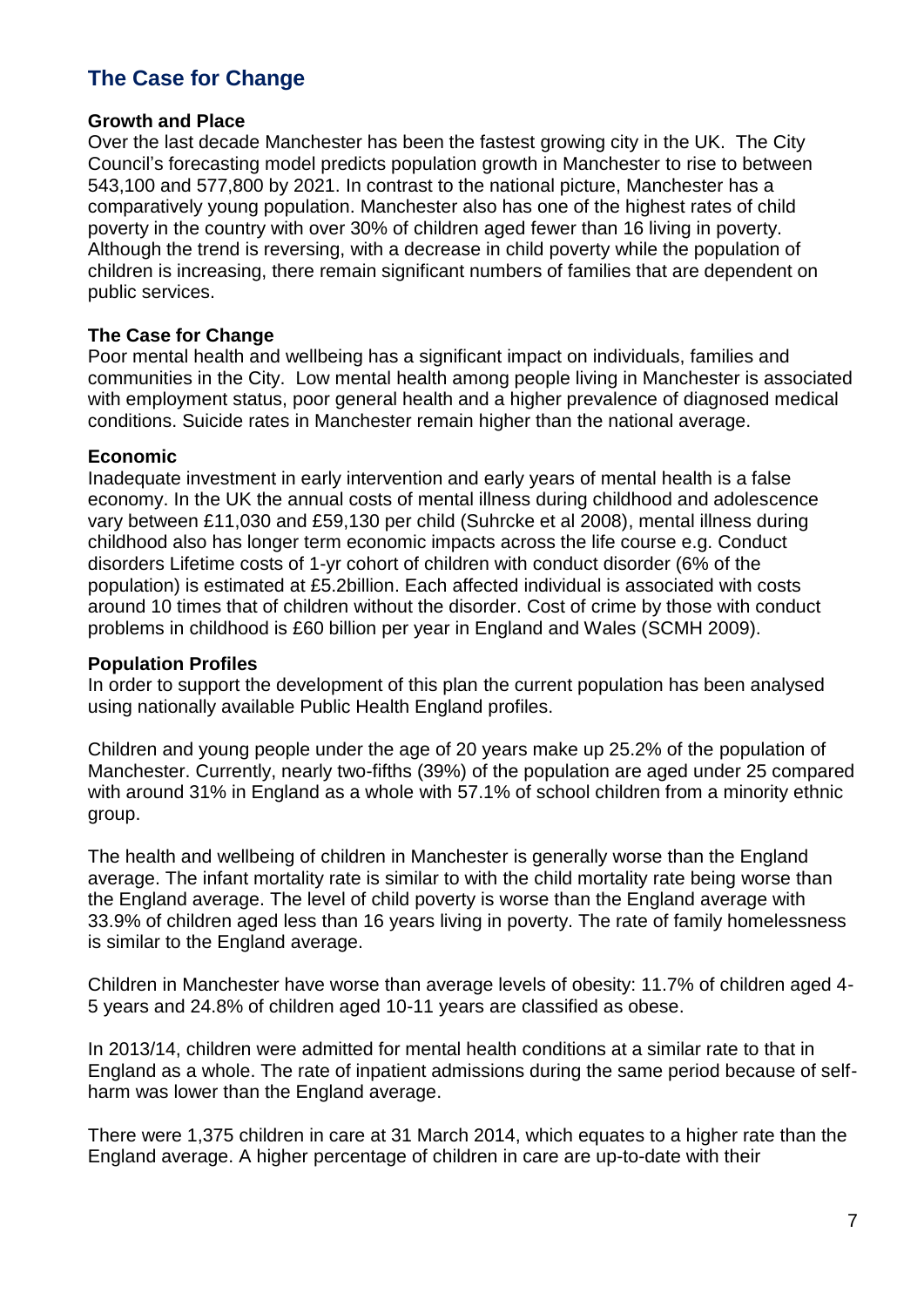## The Case for Change

### Growth and Place

Over the last decade Manchester has been the fastest growing city in the UK. The City Council's forecasting model predicts population growth in Manchester to rise to between 543,100 and 577,800 by 2021. In contrast to the national picture, Manchester has a comparatively young population. Manchester also has one of the highest rates of child poverty in the country with over 30% of children aged fewer than 16 living in poverty. Although the trend is reversing, with a decrease in child poverty while the population of children is increasing, there remain significant numbers of families that are dependent on public services.

### The Case for Change

Poor mental health and wellbeing has a significant impact on individuals, families and communities in the City. Low mental health among people living in Manchester is associated with employment status, poor general health and a higher prevalence of diagnosed medical conditions. Suicide rates in Manchester remain higher than the national average.

### Economic

Inadequate investment in early intervention and early years of mental health is a false economy. In the UK the annual costs of mental illness during childhood and adolescence vary between £11,030 and £59,130 per child (Suhrcke et al 2008), mental illness during childhood also has longer term economic impacts across the life course e.g. Conduct disorders Lifetime costs of 1-yr cohort of children with conduct disorder (6% of the population) is estimated at £5.2billion. Each affected individual is associated with costs around 10 times that of children without the disorder. Cost of crime by those with conduct problems in childhood is £60 billion per year in England and Wales (SCMH 2009).

### Population Profiles

In order to support the development of this plan the current population has been analysed using nationally available Public Health England profiles.

Children and young people under the age of 20 years make up 25.2% of the population of Manchester. Currently, nearly two-fifths (39%) of the population are aged under 25 compared with around 31% in England as a whole with 57.1% of school children from a minority ethnic group.

The health and wellbeing of children in Manchester is generally worse than the England average. The infant mortality rate is similar to with the child mortality rate being worse than the England average. The level of child poverty is worse than the England average with 33.9% of children aged less than 16 years living in poverty. The rate of family homelessness is similar to the England average.

Children in Manchester have worse than average levels of obesity: 11.7% of children aged 4-5 years and 24.8% of children aged 10-11 years are classified as obese.

In 2013/14, children were admitted for mental health conditions at a similar rate to that in England as a whole. The rate of inpatient admissions during the same period because of self-harm was lower than the England average.

There were 1,375 children in care at 31 March 2014, which equates to a higher rate than the England average. A higher percentage of children in care are up-to-date with their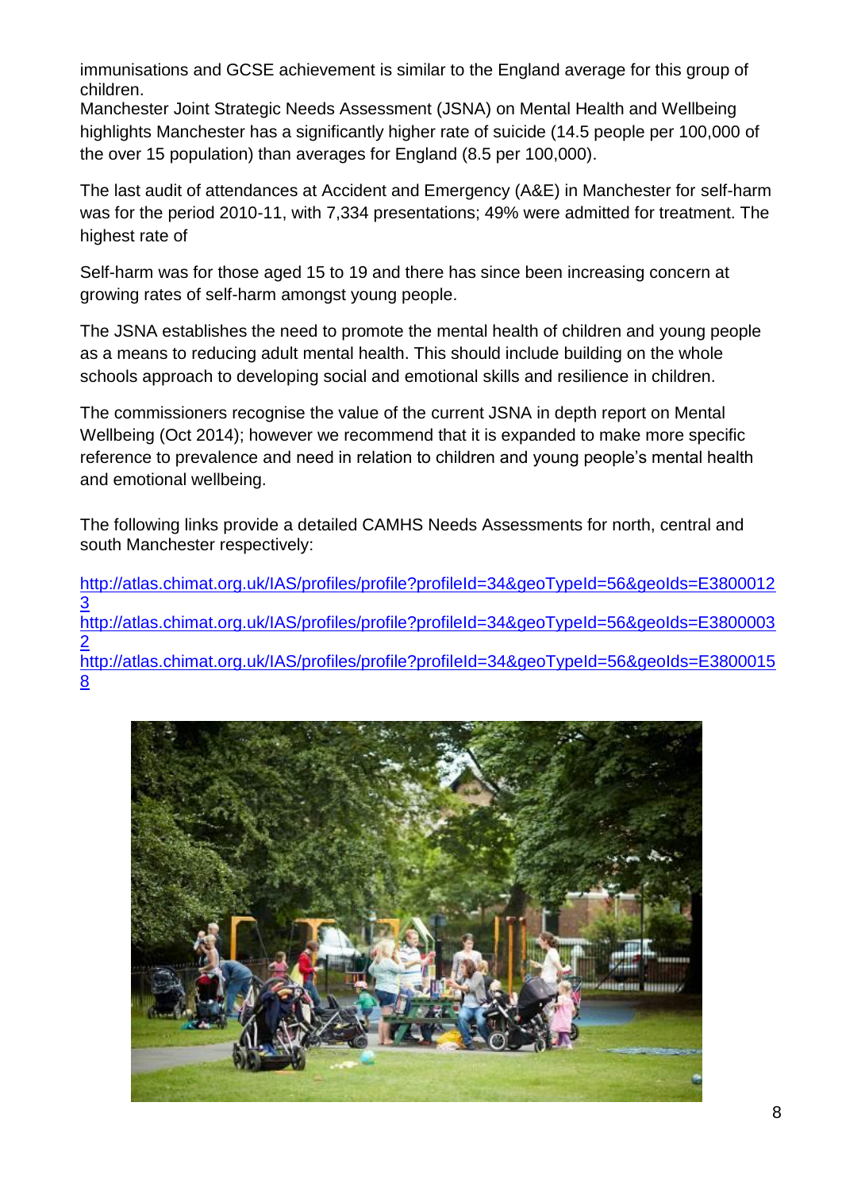immunisations and GCSE achievement is similar to the England average for this group of children.

Manchester Joint Strategic Needs Assessment (JSNA) on Mental Health and Wellbeing highlights Manchester has a significantly higher rate of suicide (14.5 people per 100,000 of the over 15 population) than averages for England (8.5 per 100,000).

The last audit of attendances at Accident and Emergency (A&E) in Manchester for self-harm was for the period 2010-11, with 7,334 presentations; 49% were admitted for treatment. The highest rate of

Self-harm was for those aged 15 to 19 and there has since been increasing concern at growing rates of self-harm amongst young people.

The JSNA establishes the need to promote the mental health of children and young people as a means to reducing adult mental health. This should include building on the whole schools approach to developing social and emotional skills and resilience in children.

The commissioners recognise the value of the current JSNA in depth report on Mental Wellbeing (Oct 2014); however we recommend that it is expanded to make more specific reference to prevalence and need in relation to children and young people's mental health and emotional wellbeing.

The following links provide a detailed CAMHS Needs Assessments for north, central and south Manchester respectively:

http://atlas.chimat.org.uk/IAS/profiles/profile?profileId=34&geoTypeId=56&geoIds=E38000123

http://atlas.chimat.org.uk/IAS/profiles/profile?profileId=34&geoTypeId=56&geoIds=E38000032

http://atlas.chimat.org.uk/IAS/profiles/profile?profileId=34&geoTypeId=56&geoIds=E38000158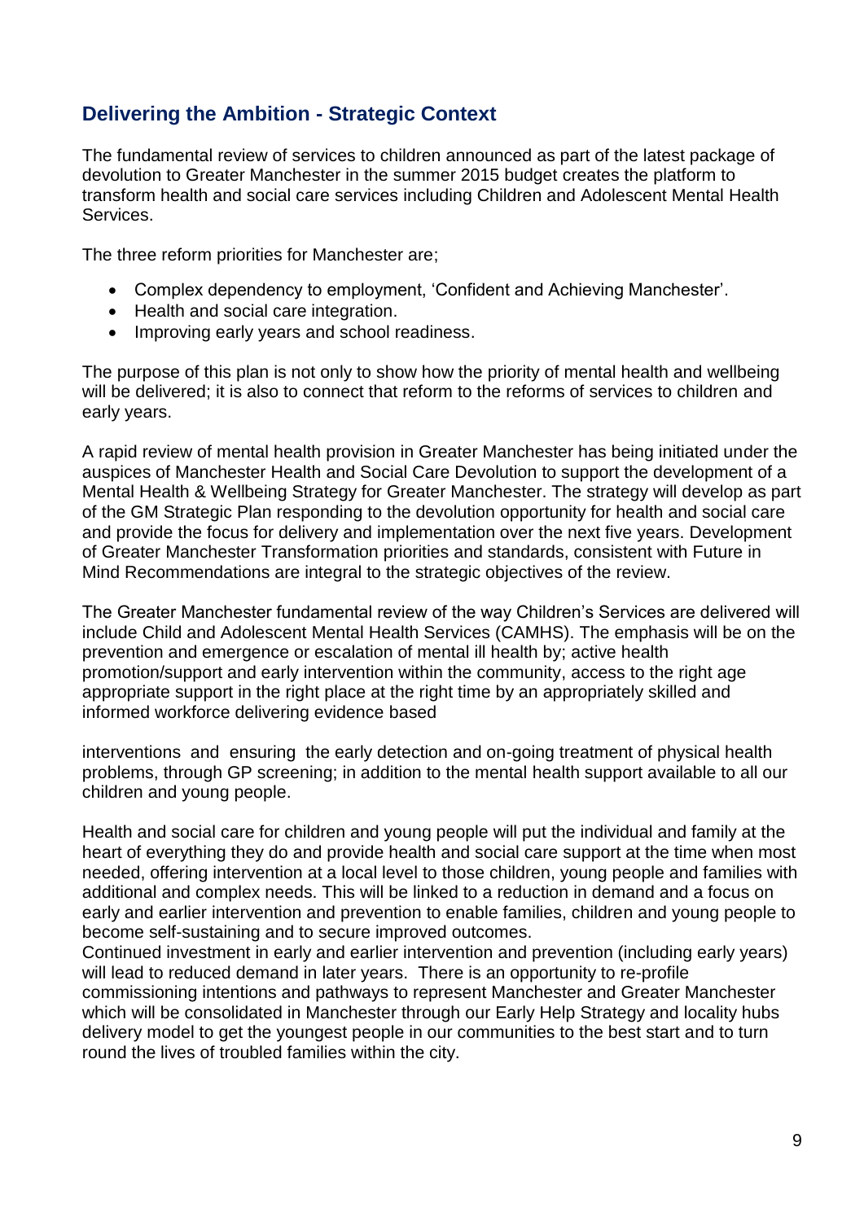## Delivering the Ambition - Strategic Context

The fundamental review of services to children announced as part of the latest package of devolution to Greater Manchester in the summer 2015 budget creates the platform to transform health and social care services including Children and Adolescent Mental Health Services.

The three reform priorities for Manchester are;

- Complex dependency to employment, 'Confident and Achieving Manchester'.
- Health and social care integration.
- Improving early years and school readiness.

The purpose of this plan is not only to show how the priority of mental health and wellbeing will be delivered; it is also to connect that reform to the reforms of services to children and early years.

A rapid review of mental health provision in Greater Manchester has being initiated under the auspices of Manchester Health and Social Care Devolution to support the development of a Mental Health & Wellbeing Strategy for Greater Manchester. The strategy will develop as part of the GM Strategic Plan responding to the devolution opportunity for health and social care and provide the focus for delivery and implementation over the next five years. Development of Greater Manchester Transformation priorities and standards, consistent with Future in Mind Recommendations are integral to the strategic objectives of the review.

The Greater Manchester fundamental review of the way Children's Services are delivered will include Child and Adolescent Mental Health Services (CAMHS). The emphasis will be on the prevention and emergence or escalation of mental ill health by; active health promotion/support and early intervention within the community, access to the right age appropriate support in the right place at the right time by an appropriately skilled and informed workforce delivering evidence based

interventions and ensuring the early detection and on-going treatment of physical health problems, through GP screening; in addition to the mental health support available to all our children and young people.

Health and social care for children and young people will put the individual and family at the heart of everything they do and provide health and social care support at the time when most needed, offering intervention at a local level to those children, young people and families with additional and complex needs. This will be linked to a reduction in demand and a focus on early and earlier intervention and prevention to enable families, children and young people to become self-sustaining and to secure improved outcomes.
Continued investment in early and earlier intervention and prevention (including early years) will lead to reduced demand in later years. There is an opportunity to re-profile commissioning intentions and pathways to represent Manchester and Greater Manchester which will be consolidated in Manchester through our Early Help Strategy and locality hubs delivery model to get the youngest people in our communities to the best start and to turn round the lives of troubled families within the city.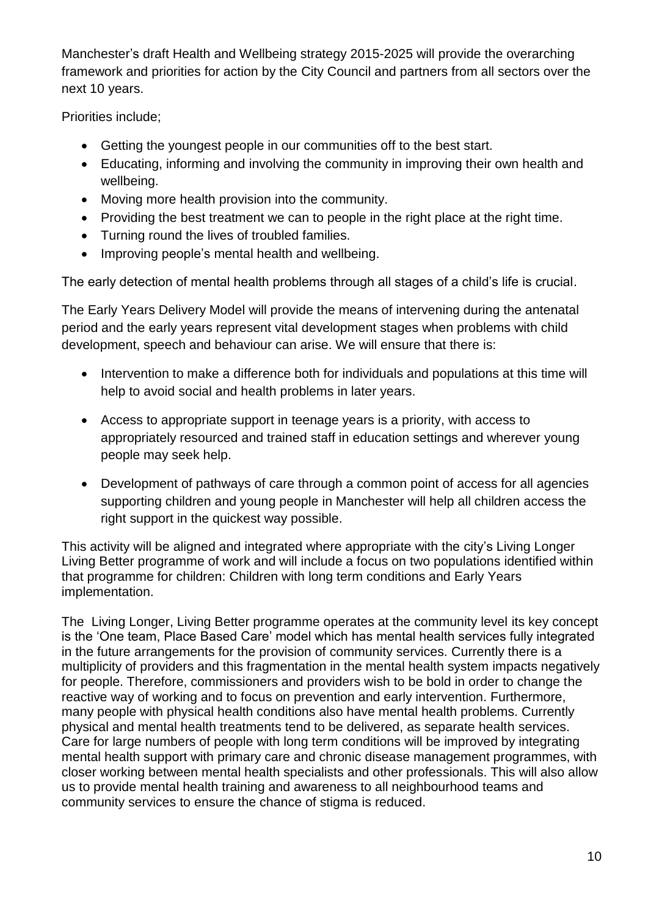Manchester's draft Health and Wellbeing strategy 2015-2025 will provide the overarching framework and priorities for action by the City Council and partners from all sectors over the next 10 years.

Priorities include;

- Getting the youngest people in our communities off to the best start.
- Educating, informing and involving the community in improving their own health and wellbeing.
- Moving more health provision into the community.
- Providing the best treatment we can to people in the right place at the right time.
- Turning round the lives of troubled families.
- Improving people's mental health and wellbeing.

The early detection of mental health problems through all stages of a child's life is crucial.

The Early Years Delivery Model will provide the means of intervening during the antenatal period and the early years represent vital development stages when problems with child development, speech and behaviour can arise. We will ensure that there is:

- Intervention to make a difference both for individuals and populations at this time will help to avoid social and health problems in later years.
- Access to appropriate support in teenage years is a priority, with access to appropriately resourced and trained staff in education settings and wherever young people may seek help.
- Development of pathways of care through a common point of access for all agencies supporting children and young people in Manchester will help all children access the right support in the quickest way possible.

This activity will be aligned and integrated where appropriate with the city's Living Longer Living Better programme of work and will include a focus on two populations identified within that programme for children: Children with long term conditions and Early Years implementation.

The Living Longer, Living Better programme operates at the community level its key concept is the 'One team, Place Based Care' model which has mental health services fully integrated in the future arrangements for the provision of community services. Currently there is a multiplicity of providers and this fragmentation in the mental health system impacts negatively for people. Therefore, commissioners and providers wish to be bold in order to change the reactive way of working and to focus on prevention and early intervention. Furthermore, many people with physical health conditions also have mental health problems. Currently physical and mental health treatments tend to be delivered, as separate health services. Care for large numbers of people with long term conditions will be improved by integrating mental health support with primary care and chronic disease management programmes, with closer working between mental health specialists and other professionals. This will also allow us to provide mental health training and awareness to all neighbourhood teams and community services to ensure the chance of stigma is reduced.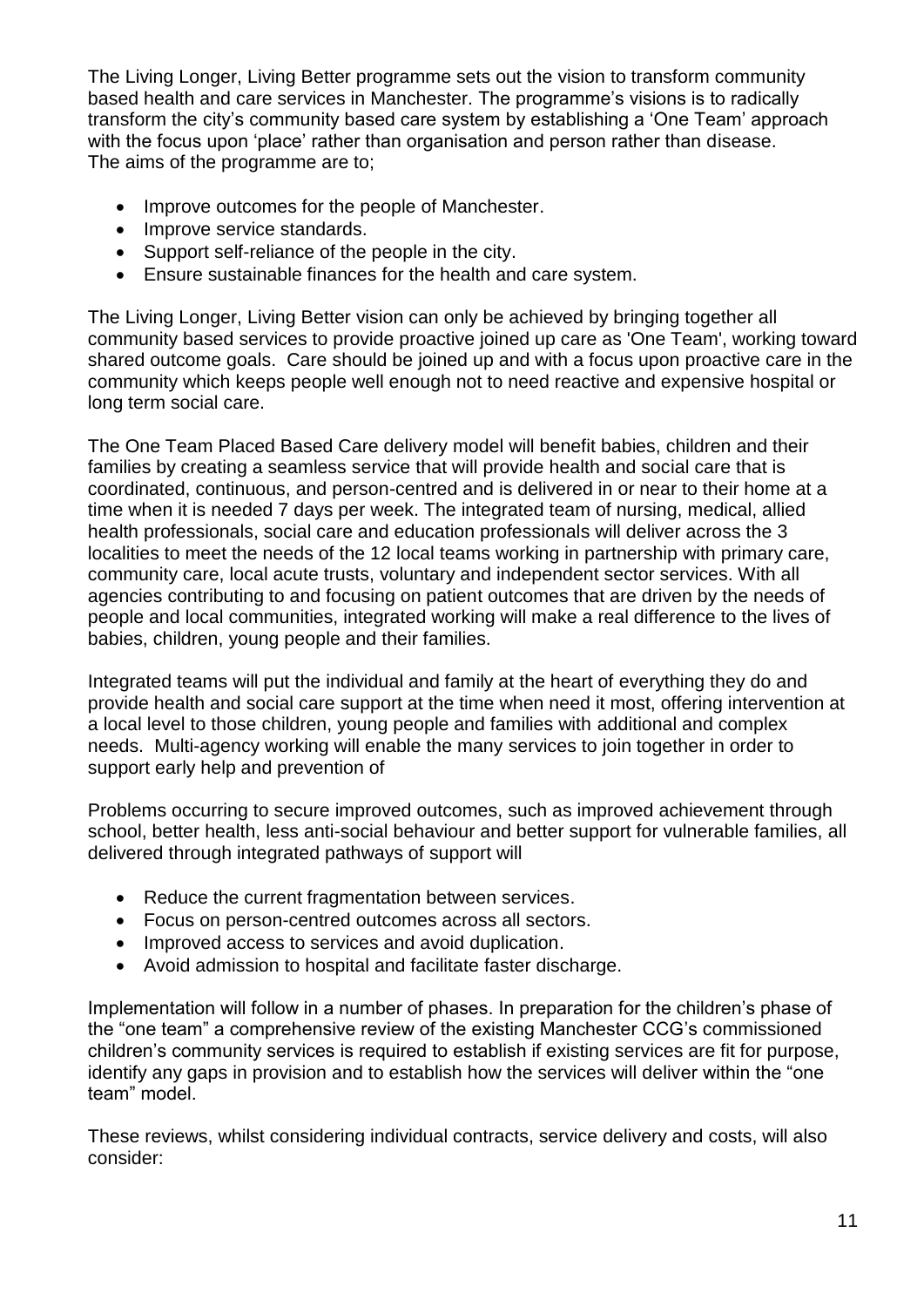The Living Longer, Living Better programme sets out the vision to transform community based health and care services in Manchester. The programme's visions is to radically transform the city's community based care system by establishing a 'One Team' approach with the focus upon 'place' rather than organisation and person rather than disease. The aims of the programme are to;

- Improve outcomes for the people of Manchester.
- Improve service standards.
- Support self-reliance of the people in the city.
- Ensure sustainable finances for the health and care system.

The Living Longer, Living Better vision can only be achieved by bringing together all community based services to provide proactive joined up care as 'One Team', working toward shared outcome goals. Care should be joined up and with a focus upon proactive care in the community which keeps people well enough not to need reactive and expensive hospital or long term social care.

The One Team Placed Based Care delivery model will benefit babies, children and their families by creating a seamless service that will provide health and social care that is coordinated, continuous, and person-centred and is delivered in or near to their home at a time when it is needed 7 days per week. The integrated team of nursing, medical, allied health professionals, social care and education professionals will deliver across the 3 localities to meet the needs of the 12 local teams working in partnership with primary care, community care, local acute trusts, voluntary and independent sector services. With all agencies contributing to and focusing on patient outcomes that are driven by the needs of people and local communities, integrated working will make a real difference to the lives of babies, children, young people and their families.

Integrated teams will put the individual and family at the heart of everything they do and provide health and social care support at the time when need it most, offering intervention at a local level to those children, young people and families with additional and complex needs. Multi-agency working will enable the many services to join together in order to support early help and prevention of

Problems occurring to secure improved outcomes, such as improved achievement through school, better health, less anti-social behaviour and better support for vulnerable families, all delivered through integrated pathways of support will

- Reduce the current fragmentation between services.
- Focus on person-centred outcomes across all sectors.
- Improved access to services and avoid duplication.
- Avoid admission to hospital and facilitate faster discharge.

Implementation will follow in a number of phases. In preparation for the children's phase of the "one team" a comprehensive review of the existing Manchester CCG's commissioned children's community services is required to establish if existing services are fit for purpose, identify any gaps in provision and to establish how the services will deliver within the "one team" model.

These reviews, whilst considering individual contracts, service delivery and costs, will also consider: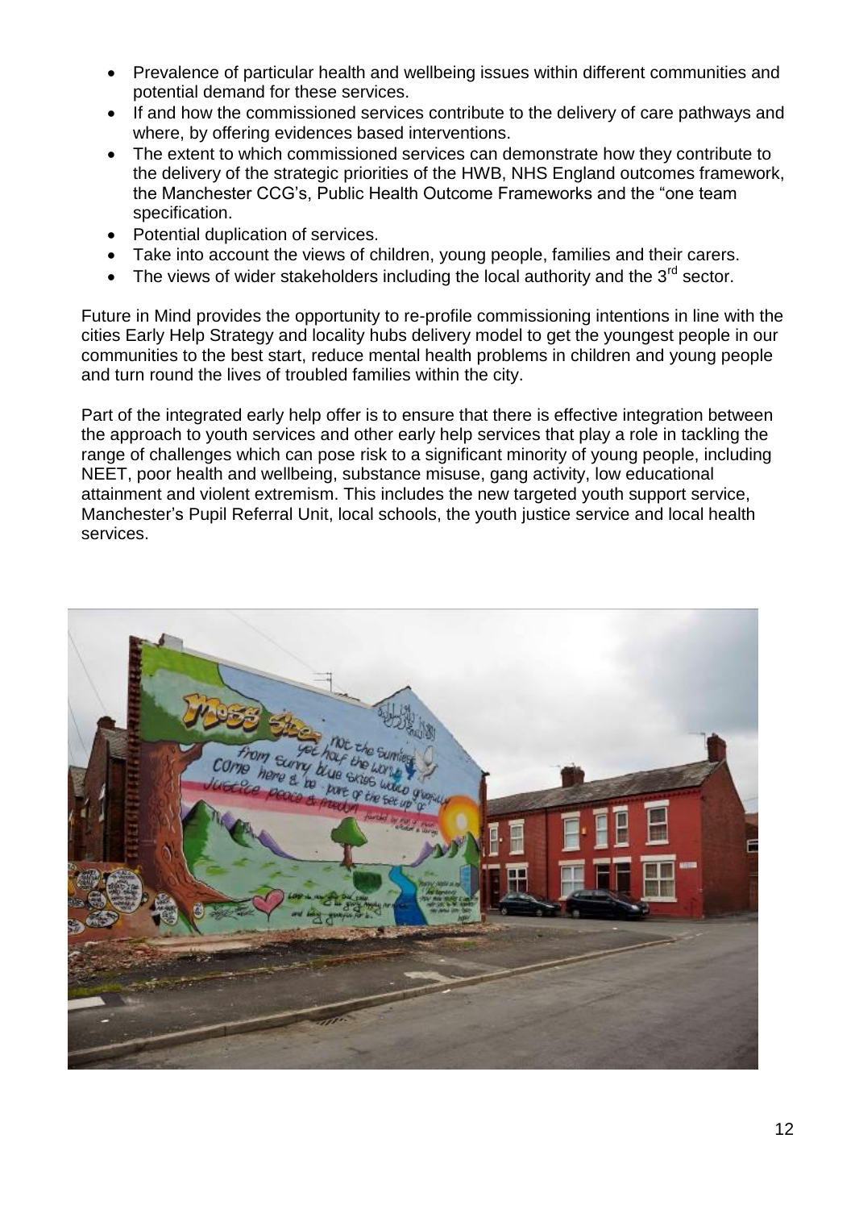- Prevalence of particular health and wellbeing issues within different communities and potential demand for these services.
- If and how the commissioned services contribute to the delivery of care pathways and where, by offering evidences based interventions.
- The extent to which commissioned services can demonstrate how they contribute to the delivery of the strategic priorities of the HWB, NHS England outcomes framework, the Manchester CCG's, Public Health Outcome Frameworks and the "one team specification.
- Potential duplication of services.
- Take into account the views of children, young people, families and their carers.
- The views of wider stakeholders including the local authority and the 3rd sector.

Future in Mind provides the opportunity to re-profile commissioning intentions in line with the cities Early Help Strategy and locality hubs delivery model to get the youngest people in our communities to the best start, reduce mental health problems in children and young people and turn round the lives of troubled families within the city.

Part of the integrated early help offer is to ensure that there is effective integration between the approach to youth services and other early help services that play a role in tackling the range of challenges which can pose risk to a significant minority of young people, including NEET, poor health and wellbeing, substance misuse, gang activity, low educational attainment and violent extremism. This includes the new targeted youth support service, Manchester's Pupil Referral Unit, local schools, the youth justice service and local health services.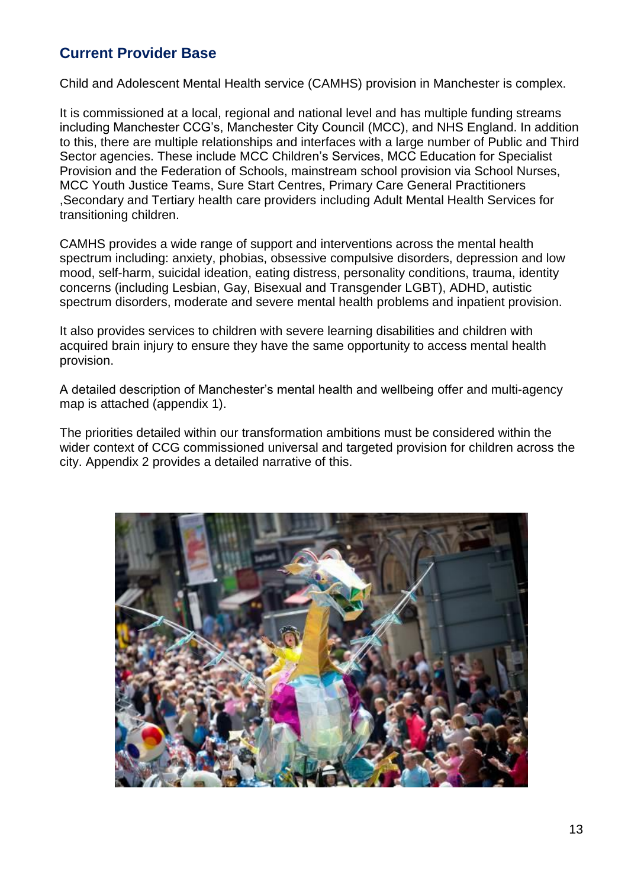## Current Provider Base

Child and Adolescent Mental Health service (CAMHS) provision in Manchester is complex.

It is commissioned at a local, regional and national level and has multiple funding streams including Manchester CCG's, Manchester City Council (MCC), and NHS England. In addition to this, there are multiple relationships and interfaces with a large number of Public and Third Sector agencies. These include MCC Children's Services, MCC Education for Specialist Provision and the Federation of Schools, mainstream school provision via School Nurses, MCC Youth Justice Teams, Sure Start Centres, Primary Care General Practitioners ,Secondary and Tertiary health care providers including Adult Mental Health Services for transitioning children.

CAMHS provides a wide range of support and interventions across the mental health spectrum including: anxiety, phobias, obsessive compulsive disorders, depression and low mood, self-harm, suicidal ideation, eating distress, personality conditions, trauma, identity concerns (including Lesbian, Gay, Bisexual and Transgender LGBT), ADHD, autistic spectrum disorders, moderate and severe mental health problems and inpatient provision.

It also provides services to children with severe learning disabilities and children with acquired brain injury to ensure they have the same opportunity to access mental health provision.

A detailed description of Manchester's mental health and wellbeing offer and multi-agency map is attached (appendix 1).

The priorities detailed within our transformation ambitions must be considered within the wider context of CCG commissioned universal and targeted provision for children across the city. Appendix 2 provides a detailed narrative of this.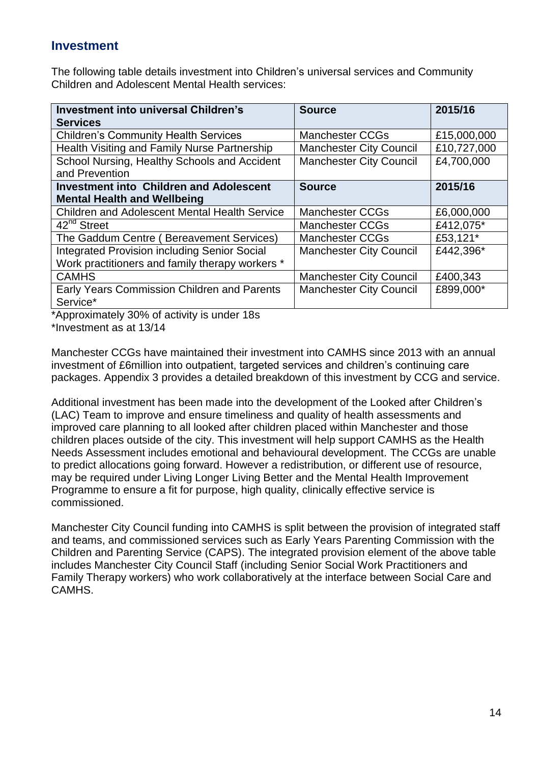## Investment

The following table details investment into Children's universal services and Community Children and Adolescent Mental Health services:

| Investment into universal Children's Services | Source | 2015/16 |
|---|---|---|
| Children's Community Health Services | Manchester CCGs | £15,000,000 |
| Health Visiting and Family Nurse Partnership | Manchester City Council | £10,727,000 |
| School Nursing, Healthy Schools and Accident and Prevention | Manchester City Council | £4,700,000 |
| **Investment into Children and Adolescent Mental Health and Wellbeing** | **Source** | **2015/16** |
| Children and Adolescent Mental Health Service | Manchester CCGs | £6,000,000 |
| 42nd Street | Manchester CCGs | £412,075* |
| The Gaddum Centre ( Bereavement Services) | Manchester CCGs | £53,121* |
| Integrated Provision including Senior Social Work practitioners and family therapy workers * | Manchester City Council | £442,396* |
| CAMHS | Manchester City Council | £400,343 |
| Early Years Commission Children and Parents Service* | Manchester City Council | £899,000* |

*Approximately 30% of activity is under 18s
*Investment as at 13/14

Manchester CCGs have maintained their investment into CAMHS since 2013 with an annual investment of £6million into outpatient, targeted services and children's continuing care packages. Appendix 3 provides a detailed breakdown of this investment by CCG and service.

Additional investment has been made into the development of the Looked after Children's (LAC) Team to improve and ensure timeliness and quality of health assessments and improved care planning to all looked after children placed within Manchester and those children places outside of the city. This investment will help support CAMHS as the Health Needs Assessment includes emotional and behavioural development. The CCGs are unable to predict allocations going forward. However a redistribution, or different use of resource, may be required under Living Longer Living Better and the Mental Health Improvement Programme to ensure a fit for purpose, high quality, clinically effective service is commissioned.

Manchester City Council funding into CAMHS is split between the provision of integrated staff and teams, and commissioned services such as Early Years Parenting Commission with the Children and Parenting Service (CAPS). The integrated provision element of the above table includes Manchester City Council Staff (including Senior Social Work Practitioners and Family Therapy workers) who work collaboratively at the interface between Social Care and CAMHS.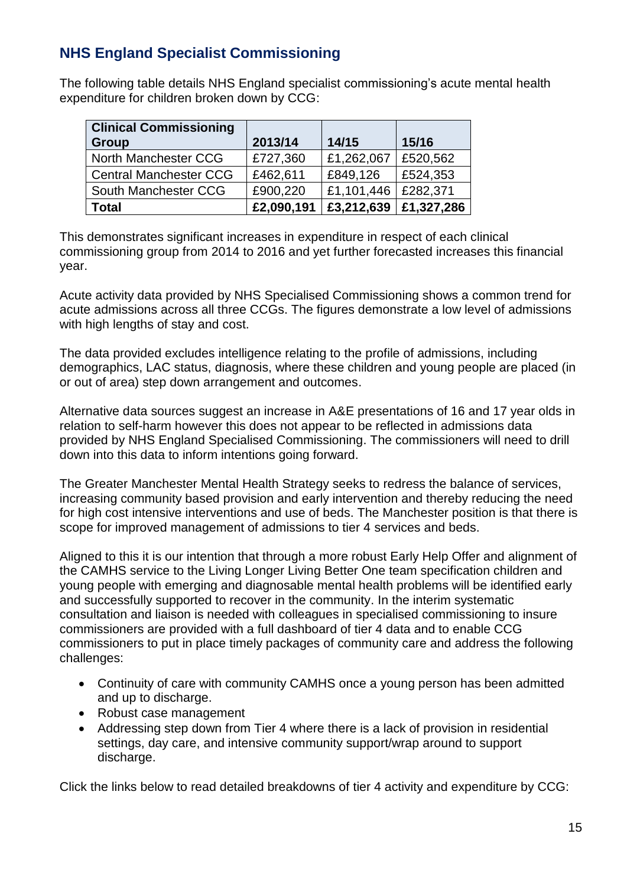## NHS England Specialist Commissioning

The following table details NHS England specialist commissioning's acute mental health expenditure for children broken down by CCG:

| Clinical Commissioning Group | 2013/14 | 14/15 | 15/16 |
|---|---|---|---|
| North Manchester CCG | £727,360 | £1,262,067 | £520,562 |
| Central Manchester CCG | £462,611 | £849,126 | £524,353 |
| South Manchester CCG | £900,220 | £1,101,446 | £282,371 |
| **Total** | **£2,090,191** | **£3,212,639** | **£1,327,286** |

This demonstrates significant increases in expenditure in respect of each clinical commissioning group from 2014 to 2016 and yet further forecasted increases this financial year.

Acute activity data provided by NHS Specialised Commissioning shows a common trend for acute admissions across all three CCGs. The figures demonstrate a low level of admissions with high lengths of stay and cost.

The data provided excludes intelligence relating to the profile of admissions, including demographics, LAC status, diagnosis, where these children and young people are placed (in or out of area) step down arrangement and outcomes.

Alternative data sources suggest an increase in A&E presentations of 16 and 17 year olds in relation to self-harm however this does not appear to be reflected in admissions data provided by NHS England Specialised Commissioning. The commissioners will need to drill down into this data to inform intentions going forward.

The Greater Manchester Mental Health Strategy seeks to redress the balance of services, increasing community based provision and early intervention and thereby reducing the need for high cost intensive interventions and use of beds. The Manchester position is that there is scope for improved management of admissions to tier 4 services and beds.

Aligned to this it is our intention that through a more robust Early Help Offer and alignment of the CAMHS service to the Living Longer Living Better One team specification children and young people with emerging and diagnosable mental health problems will be identified early and successfully supported to recover in the community. In the interim systematic consultation and liaison is needed with colleagues in specialised commissioning to insure commissioners are provided with a full dashboard of tier 4 data and to enable CCG commissioners to put in place timely packages of community care and address the following challenges:

- Continuity of care with community CAMHS once a young person has been admitted and up to discharge.
- Robust case management
- Addressing step down from Tier 4 where there is a lack of provision in residential settings, day care, and intensive community support/wrap around to support discharge.

Click the links below to read detailed breakdowns of tier 4 activity and expenditure by CCG: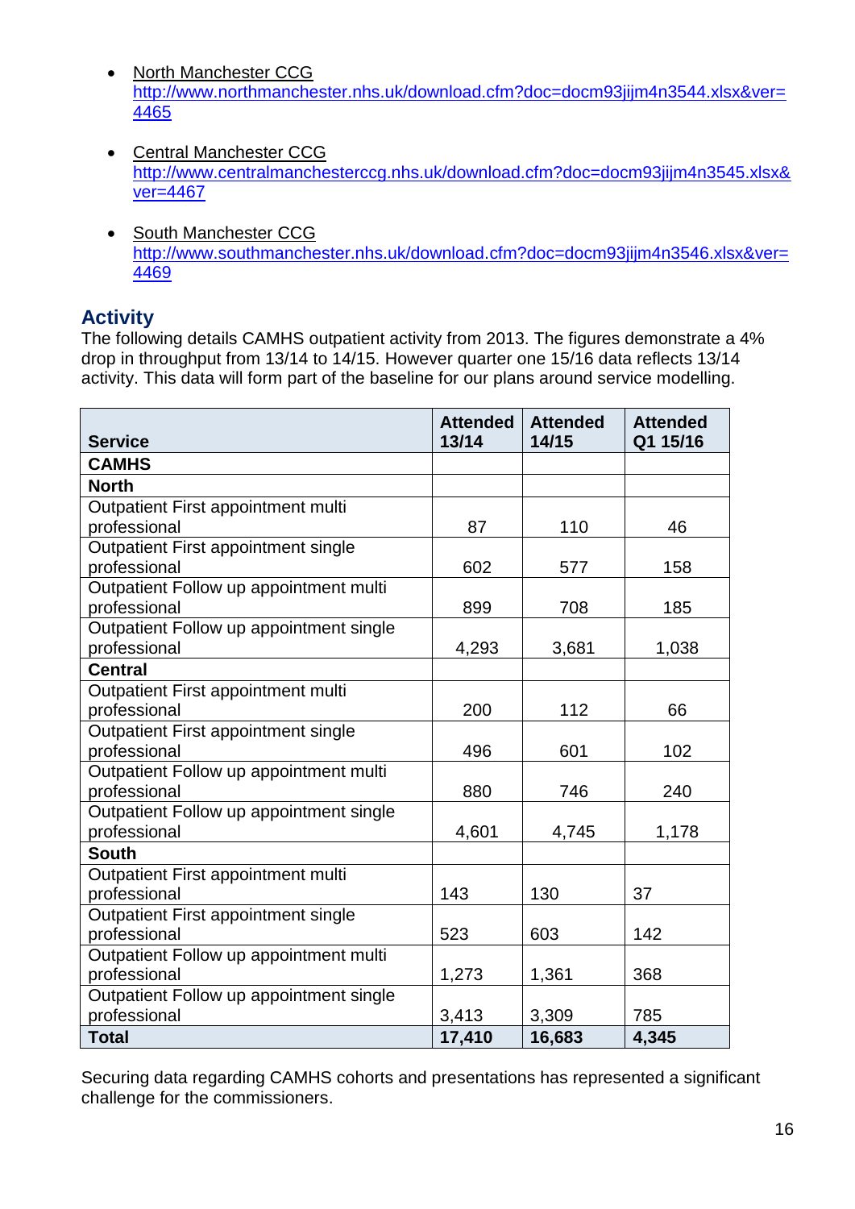- North Manchester CCG
  http://www.northmanchester.nhs.uk/download.cfm?doc=docm93jijm4n3544.xlsx&ver=4465

- Central Manchester CCG
  http://www.centralmanchesterccg.nhs.uk/download.cfm?doc=docm93jijm4n3545.xlsx&ver=4467

- South Manchester CCG
  http://www.southmanchester.nhs.uk/download.cfm?doc=docm93jijm4n3546.xlsx&ver=4469

## Activity

The following details CAMHS outpatient activity from 2013. The figures demonstrate a 4% drop in throughput from 13/14 to 14/15. However quarter one 15/16 data reflects 13/14 activity. This data will form part of the baseline for our plans around service modelling.

| Service | Attended 13/14 | Attended 14/15 | Attended Q1 15/16 |
|---|---|---|---|
| **CAMHS** | | | |
| **North** | | | |
| Outpatient First appointment multi professional | 87 | 110 | 46 |
| Outpatient First appointment single professional | 602 | 577 | 158 |
| Outpatient Follow up appointment multi professional | 899 | 708 | 185 |
| Outpatient Follow up appointment single professional | 4,293 | 3,681 | 1,038 |
| **Central** | | | |
| Outpatient First appointment multi professional | 200 | 112 | 66 |
| Outpatient First appointment single professional | 496 | 601 | 102 |
| Outpatient Follow up appointment multi professional | 880 | 746 | 240 |
| Outpatient Follow up appointment single professional | 4,601 | 4,745 | 1,178 |
| **South** | | | |
| Outpatient First appointment multi professional | 143 | 130 | 37 |
| Outpatient First appointment single professional | 523 | 603 | 142 |
| Outpatient Follow up appointment multi professional | 1,273 | 1,361 | 368 |
| Outpatient Follow up appointment single professional | 3,413 | 3,309 | 785 |
| **Total** | **17,410** | **16,683** | **4,345** |

Securing data regarding CAMHS cohorts and presentations has represented a significant challenge for the commissioners.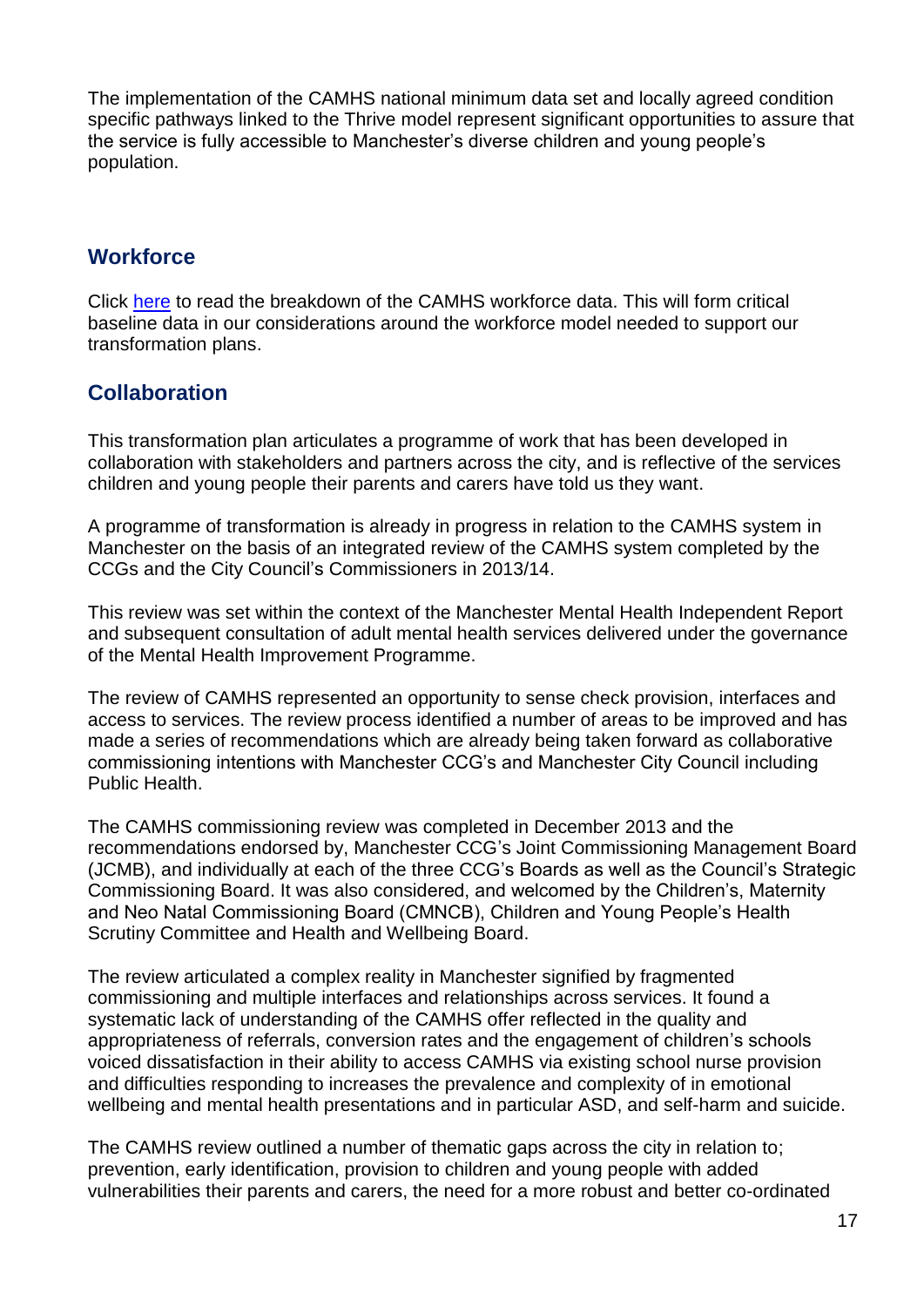The implementation of the CAMHS national minimum data set and locally agreed condition specific pathways linked to the Thrive model represent significant opportunities to assure that the service is fully accessible to Manchester's diverse children and young people's population.

## Workforce

Click here to read the breakdown of the CAMHS workforce data. This will form critical baseline data in our considerations around the workforce model needed to support our transformation plans.

## Collaboration

This transformation plan articulates a programme of work that has been developed in collaboration with stakeholders and partners across the city, and is reflective of the services children and young people their parents and carers have told us they want.

A programme of transformation is already in progress in relation to the CAMHS system in Manchester on the basis of an integrated review of the CAMHS system completed by the CCGs and the City Council's Commissioners in 2013/14.

This review was set within the context of the Manchester Mental Health Independent Report and subsequent consultation of adult mental health services delivered under the governance of the Mental Health Improvement Programme.

The review of CAMHS represented an opportunity to sense check provision, interfaces and access to services. The review process identified a number of areas to be improved and has made a series of recommendations which are already being taken forward as collaborative commissioning intentions with Manchester CCG's and Manchester City Council including Public Health.

The CAMHS commissioning review was completed in December 2013 and the recommendations endorsed by, Manchester CCG's Joint Commissioning Management Board (JCMB), and individually at each of the three CCG's Boards as well as the Council's Strategic Commissioning Board. It was also considered, and welcomed by the Children's, Maternity and Neo Natal Commissioning Board (CMNCB), Children and Young People's Health Scrutiny Committee and Health and Wellbeing Board.

The review articulated a complex reality in Manchester signified by fragmented commissioning and multiple interfaces and relationships across services. It found a systematic lack of understanding of the CAMHS offer reflected in the quality and appropriateness of referrals, conversion rates and the engagement of children's schools voiced dissatisfaction in their ability to access CAMHS via existing school nurse provision and difficulties responding to increases the prevalence and complexity of in emotional wellbeing and mental health presentations and in particular ASD, and self-harm and suicide.

The CAMHS review outlined a number of thematic gaps across the city in relation to; prevention, early identification, provision to children and young people with added vulnerabilities their parents and carers, the need for a more robust and better co-ordinated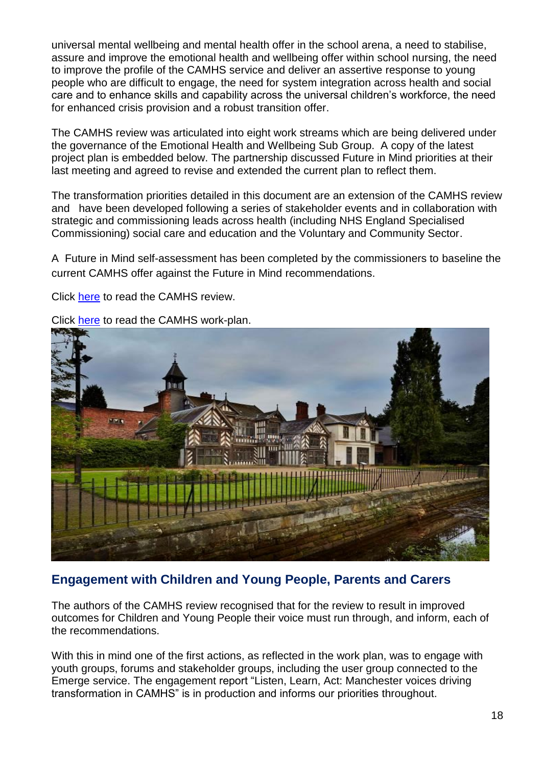universal mental wellbeing and mental health offer in the school arena, a need to stabilise, assure and improve the emotional health and wellbeing offer within school nursing, the need to improve the profile of the CAMHS service and deliver an assertive response to young people who are difficult to engage, the need for system integration across health and social care and to enhance skills and capability across the universal children's workforce, the need for enhanced crisis provision and a robust transition offer.

The CAMHS review was articulated into eight work streams which are being delivered under the governance of the Emotional Health and Wellbeing Sub Group. A copy of the latest project plan is embedded below. The partnership discussed Future in Mind priorities at their last meeting and agreed to revise and extended the current plan to reflect them.

The transformation priorities detailed in this document are an extension of the CAMHS review and have been developed following a series of stakeholder events and in collaboration with strategic and commissioning leads across health (including NHS England Specialised Commissioning) social care and education and the Voluntary and Community Sector.

A Future in Mind self-assessment has been completed by the commissioners to baseline the current CAMHS offer against the Future in Mind recommendations.

Click here to read the CAMHS review.

Click here to read the CAMHS work-plan.

## Engagement with Children and Young People, Parents and Carers

The authors of the CAMHS review recognised that for the review to result in improved outcomes for Children and Young People their voice must run through, and inform, each of the recommendations.

With this in mind one of the first actions, as reflected in the work plan, was to engage with youth groups, forums and stakeholder groups, including the user group connected to the Emerge service. The engagement report "Listen, Learn, Act: Manchester voices driving transformation in CAMHS" is in production and informs our priorities throughout.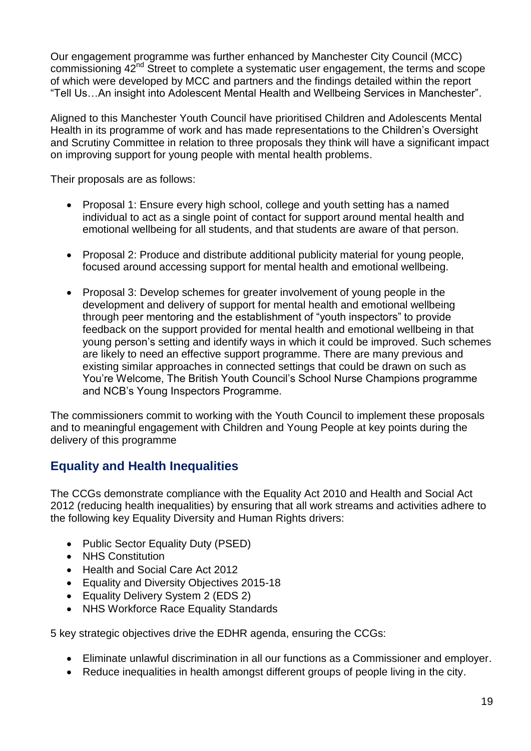Our engagement programme was further enhanced by Manchester City Council (MCC) commissioning 42nd Street to complete a systematic user engagement, the terms and scope of which were developed by MCC and partners and the findings detailed within the report "Tell Us…An insight into Adolescent Mental Health and Wellbeing Services in Manchester".

Aligned to this Manchester Youth Council have prioritised Children and Adolescents Mental Health in its programme of work and has made representations to the Children's Oversight and Scrutiny Committee in relation to three proposals they think will have a significant impact on improving support for young people with mental health problems.

Their proposals are as follows:

- Proposal 1: Ensure every high school, college and youth setting has a named individual to act as a single point of contact for support around mental health and emotional wellbeing for all students, and that students are aware of that person.
- Proposal 2: Produce and distribute additional publicity material for young people, focused around accessing support for mental health and emotional wellbeing.
- Proposal 3: Develop schemes for greater involvement of young people in the development and delivery of support for mental health and emotional wellbeing through peer mentoring and the establishment of "youth inspectors" to provide feedback on the support provided for mental health and emotional wellbeing in that young person's setting and identify ways in which it could be improved. Such schemes are likely to need an effective support programme. There are many previous and existing similar approaches in connected settings that could be drawn on such as You're Welcome, The British Youth Council's School Nurse Champions programme and NCB's Young Inspectors Programme.

The commissioners commit to working with the Youth Council to implement these proposals and to meaningful engagement with Children and Young People at key points during the delivery of this programme

## Equality and Health Inequalities

The CCGs demonstrate compliance with the Equality Act 2010 and Health and Social Act 2012 (reducing health inequalities) by ensuring that all work streams and activities adhere to the following key Equality Diversity and Human Rights drivers:

- Public Sector Equality Duty (PSED)
- NHS Constitution
- Health and Social Care Act 2012
- Equality and Diversity Objectives 2015-18
- Equality Delivery System 2 (EDS 2)
- NHS Workforce Race Equality Standards

5 key strategic objectives drive the EDHR agenda, ensuring the CCGs:

- Eliminate unlawful discrimination in all our functions as a Commissioner and employer.
- Reduce inequalities in health amongst different groups of people living in the city.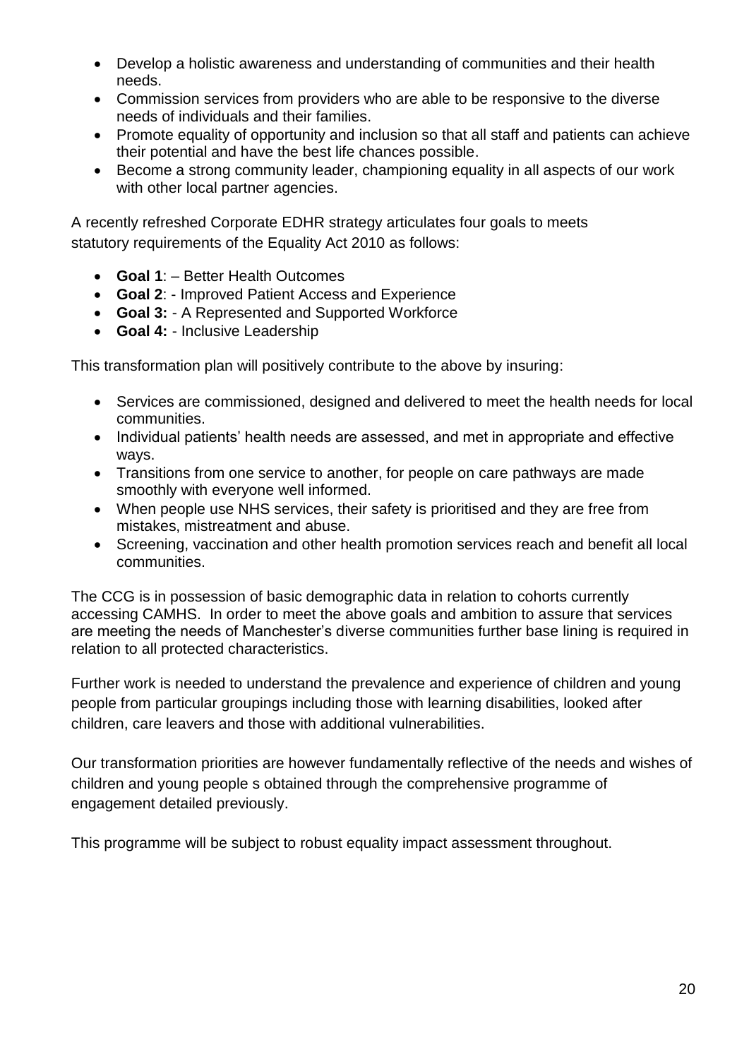- Develop a holistic awareness and understanding of communities and their health needs.
- Commission services from providers who are able to be responsive to the diverse needs of individuals and their families.
- Promote equality of opportunity and inclusion so that all staff and patients can achieve their potential and have the best life chances possible.
- Become a strong community leader, championing equality in all aspects of our work with other local partner agencies.

A recently refreshed Corporate EDHR strategy articulates four goals to meets statutory requirements of the Equality Act 2010 as follows:

- **Goal 1**: – Better Health Outcomes
- **Goal 2**: - Improved Patient Access and Experience
- **Goal 3:** - A Represented and Supported Workforce
- **Goal 4:** - Inclusive Leadership

This transformation plan will positively contribute to the above by insuring:

- Services are commissioned, designed and delivered to meet the health needs for local communities.
- Individual patients' health needs are assessed, and met in appropriate and effective ways.
- Transitions from one service to another, for people on care pathways are made smoothly with everyone well informed.
- When people use NHS services, their safety is prioritised and they are free from mistakes, mistreatment and abuse.
- Screening, vaccination and other health promotion services reach and benefit all local communities.

The CCG is in possession of basic demographic data in relation to cohorts currently accessing CAMHS. In order to meet the above goals and ambition to assure that services are meeting the needs of Manchester's diverse communities further base lining is required in relation to all protected characteristics.

Further work is needed to understand the prevalence and experience of children and young people from particular groupings including those with learning disabilities, looked after children, care leavers and those with additional vulnerabilities.

Our transformation priorities are however fundamentally reflective of the needs and wishes of children and young people s obtained through the comprehensive programme of engagement detailed previously.

This programme will be subject to robust equality impact assessment throughout.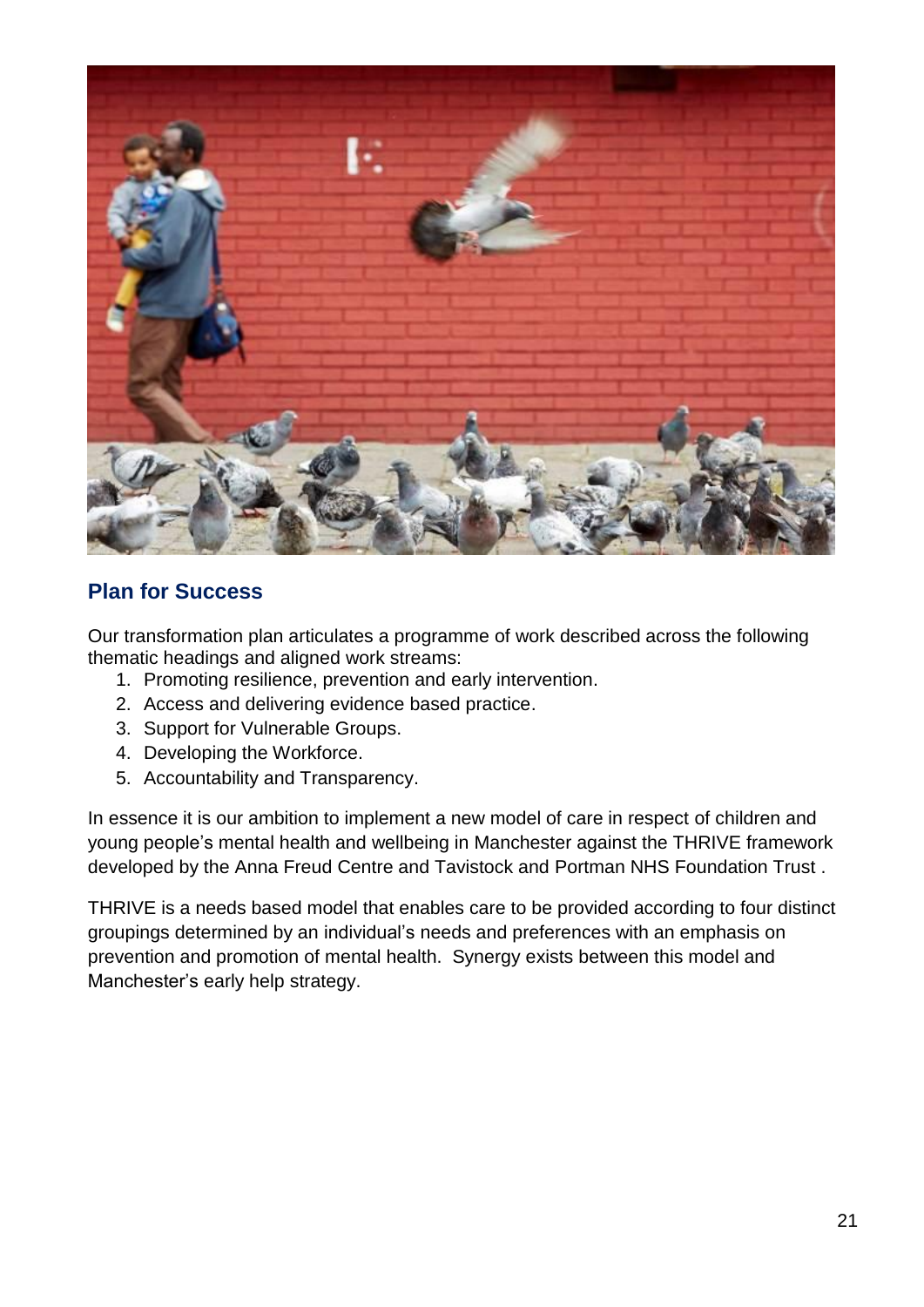## Plan for Success

Our transformation plan articulates a programme of work described across the following thematic headings and aligned work streams:

1. Promoting resilience, prevention and early intervention.
2. Access and delivering evidence based practice.
3. Support for Vulnerable Groups.
4. Developing the Workforce.
5. Accountability and Transparency.

In essence it is our ambition to implement a new model of care in respect of children and young people's mental health and wellbeing in Manchester against the THRIVE framework developed by the Anna Freud Centre and Tavistock and Portman NHS Foundation Trust .

THRIVE is a needs based model that enables care to be provided according to four distinct groupings determined by an individual's needs and preferences with an emphasis on prevention and promotion of mental health. Synergy exists between this model and Manchester's early help strategy.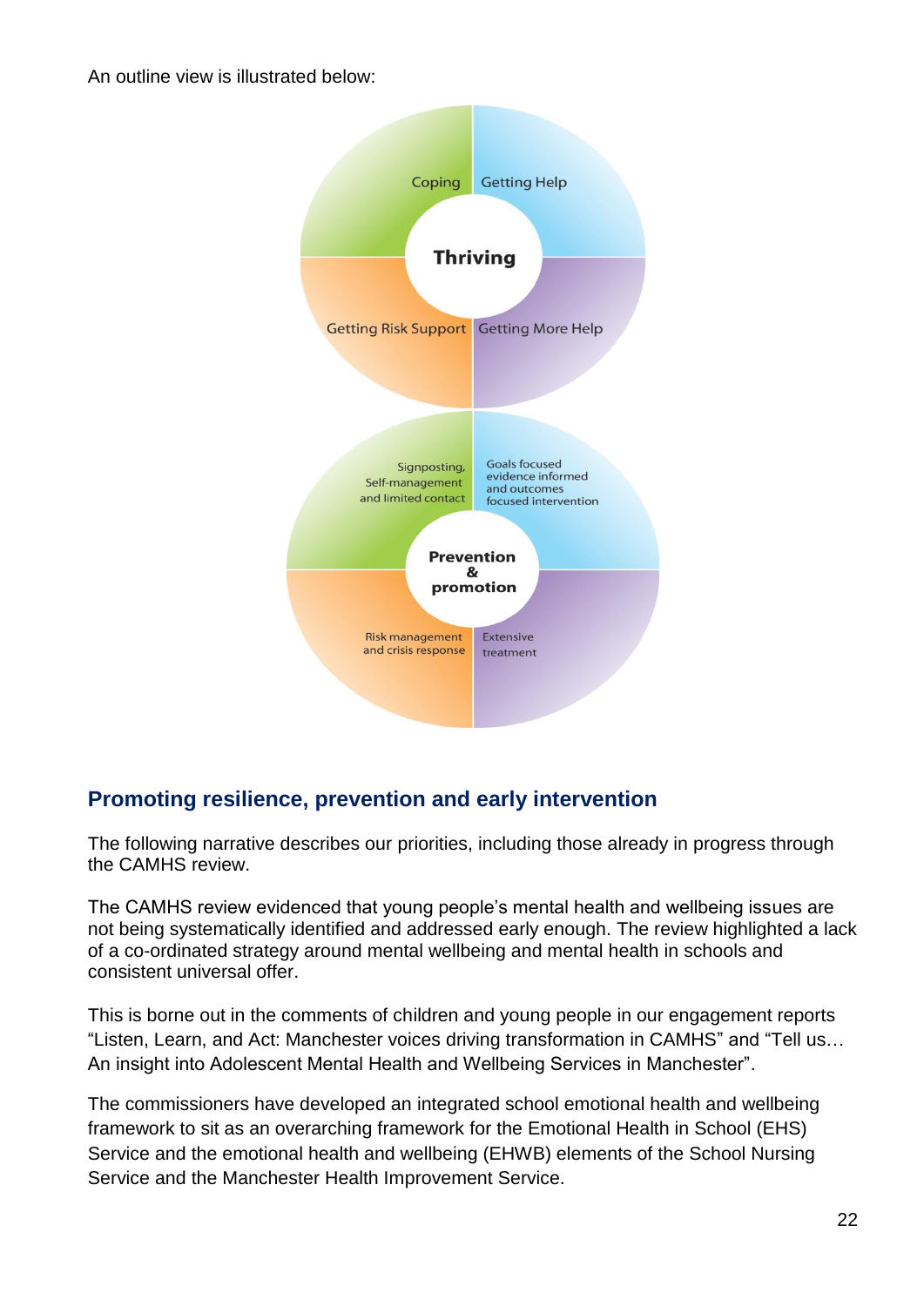An outline view is illustrated below:

Coping | Getting Help

**Thriving**

Getting Risk Support | Getting More Help

Signposting, Self-management and limited contact | Goals focused evidence informed and outcomes focused intervention

**Prevention & promotion**

Risk management and crisis response | Extensive treatment

## Promoting resilience, prevention and early intervention

The following narrative describes our priorities, including those already in progress through the CAMHS review.

The CAMHS review evidenced that young people's mental health and wellbeing issues are not being systematically identified and addressed early enough. The review highlighted a lack of a co-ordinated strategy around mental wellbeing and mental health in schools and consistent universal offer.

This is borne out in the comments of children and young people in our engagement reports "Listen, Learn, and Act: Manchester voices driving transformation in CAMHS" and "Tell us… An insight into Adolescent Mental Health and Wellbeing Services in Manchester".

The commissioners have developed an integrated school emotional health and wellbeing framework to sit as an overarching framework for the Emotional Health in School (EHS) Service and the emotional health and wellbeing (EHWB) elements of the School Nursing Service and the Manchester Health Improvement Service.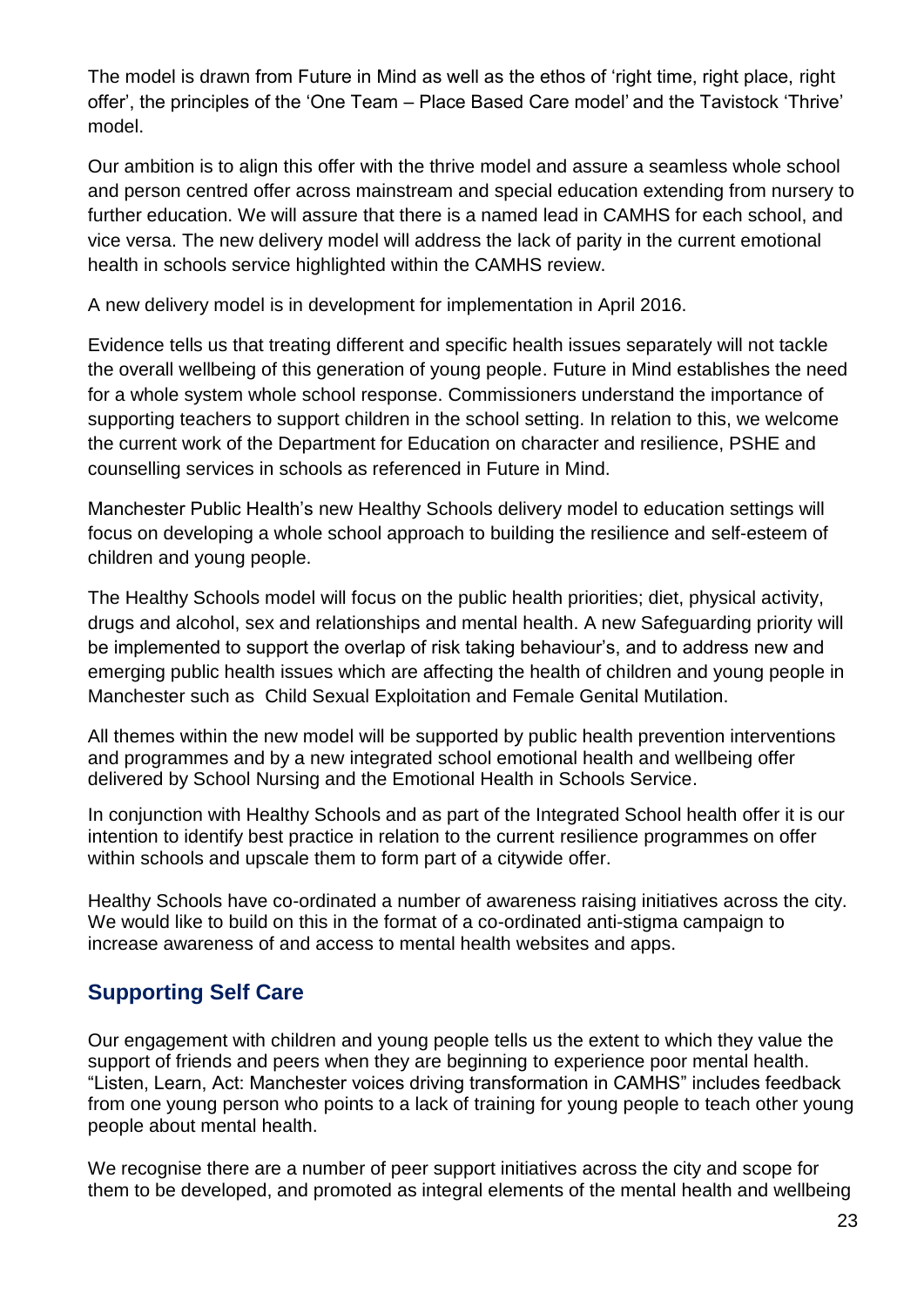The model is drawn from Future in Mind as well as the ethos of 'right time, right place, right offer', the principles of the 'One Team – Place Based Care model' and the Tavistock 'Thrive' model.

Our ambition is to align this offer with the thrive model and assure a seamless whole school and person centred offer across mainstream and special education extending from nursery to further education. We will assure that there is a named lead in CAMHS for each school, and vice versa. The new delivery model will address the lack of parity in the current emotional health in schools service highlighted within the CAMHS review.

A new delivery model is in development for implementation in April 2016.

Evidence tells us that treating different and specific health issues separately will not tackle the overall wellbeing of this generation of young people. Future in Mind establishes the need for a whole system whole school response. Commissioners understand the importance of supporting teachers to support children in the school setting. In relation to this, we welcome the current work of the Department for Education on character and resilience, PSHE and counselling services in schools as referenced in Future in Mind.

Manchester Public Health's new Healthy Schools delivery model to education settings will focus on developing a whole school approach to building the resilience and self-esteem of children and young people.

The Healthy Schools model will focus on the public health priorities; diet, physical activity, drugs and alcohol, sex and relationships and mental health. A new Safeguarding priority will be implemented to support the overlap of risk taking behaviour's, and to address new and emerging public health issues which are affecting the health of children and young people in Manchester such as Child Sexual Exploitation and Female Genital Mutilation.

All themes within the new model will be supported by public health prevention interventions and programmes and by a new integrated school emotional health and wellbeing offer delivered by School Nursing and the Emotional Health in Schools Service.

In conjunction with Healthy Schools and as part of the Integrated School health offer it is our intention to identify best practice in relation to the current resilience programmes on offer within schools and upscale them to form part of a citywide offer.

Healthy Schools have co-ordinated a number of awareness raising initiatives across the city. We would like to build on this in the format of a co-ordinated anti-stigma campaign to increase awareness of and access to mental health websites and apps.

## Supporting Self Care

Our engagement with children and young people tells us the extent to which they value the support of friends and peers when they are beginning to experience poor mental health. "Listen, Learn, Act: Manchester voices driving transformation in CAMHS" includes feedback from one young person who points to a lack of training for young people to teach other young people about mental health.

We recognise there are a number of peer support initiatives across the city and scope for them to be developed, and promoted as integral elements of the mental health and wellbeing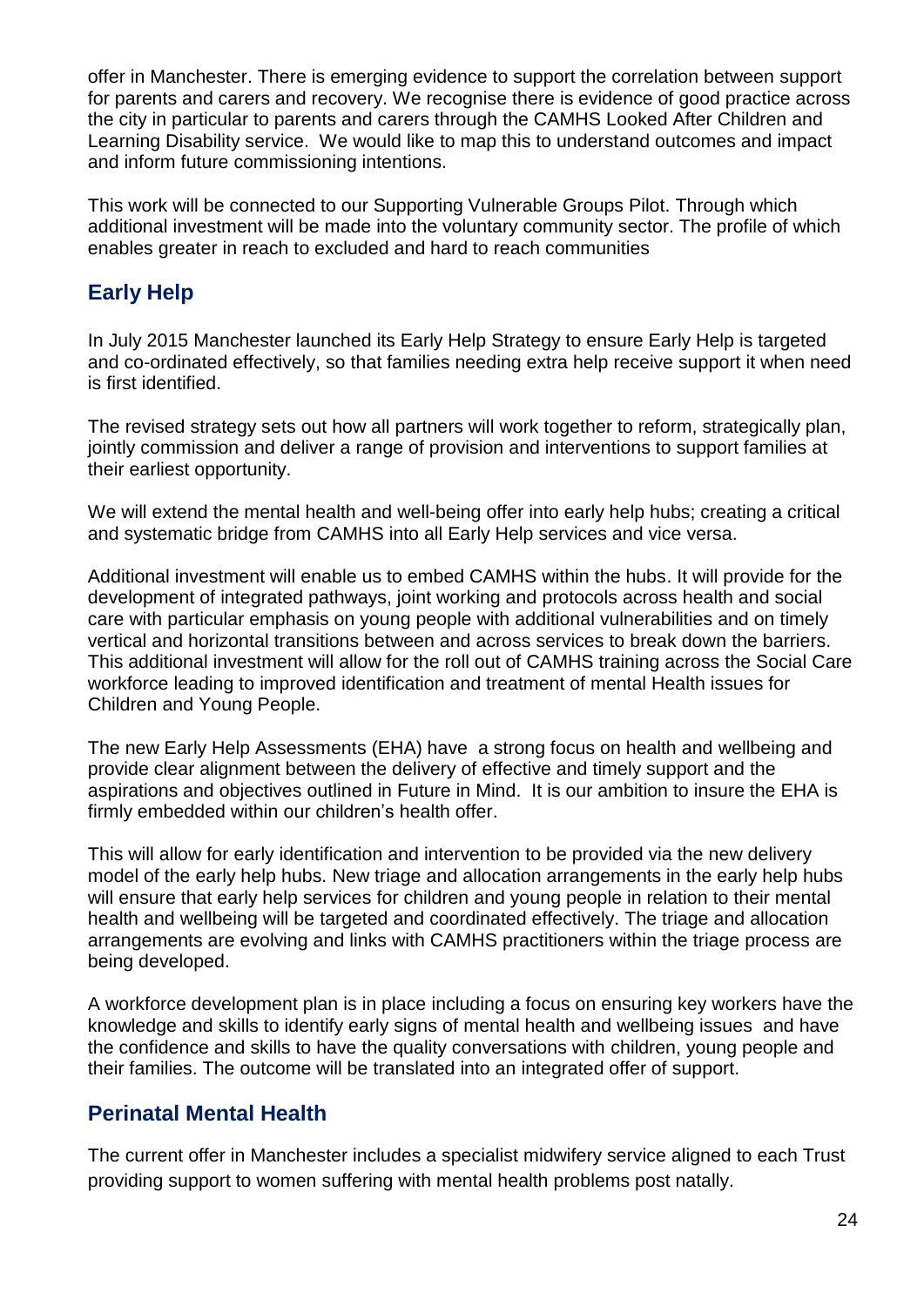offer in Manchester. There is emerging evidence to support the correlation between support for parents and carers and recovery. We recognise there is evidence of good practice across the city in particular to parents and carers through the CAMHS Looked After Children and Learning Disability service. We would like to map this to understand outcomes and impact and inform future commissioning intentions.

This work will be connected to our Supporting Vulnerable Groups Pilot. Through which additional investment will be made into the voluntary community sector. The profile of which enables greater in reach to excluded and hard to reach communities

## Early Help

In July 2015 Manchester launched its Early Help Strategy to ensure Early Help is targeted and co-ordinated effectively, so that families needing extra help receive support it when need is first identified.

The revised strategy sets out how all partners will work together to reform, strategically plan, jointly commission and deliver a range of provision and interventions to support families at their earliest opportunity.

We will extend the mental health and well-being offer into early help hubs; creating a critical and systematic bridge from CAMHS into all Early Help services and vice versa.

Additional investment will enable us to embed CAMHS within the hubs. It will provide for the development of integrated pathways, joint working and protocols across health and social care with particular emphasis on young people with additional vulnerabilities and on timely vertical and horizontal transitions between and across services to break down the barriers. This additional investment will allow for the roll out of CAMHS training across the Social Care workforce leading to improved identification and treatment of mental Health issues for Children and Young People.

The new Early Help Assessments (EHA) have a strong focus on health and wellbeing and provide clear alignment between the delivery of effective and timely support and the aspirations and objectives outlined in Future in Mind. It is our ambition to insure the EHA is firmly embedded within our children's health offer.

This will allow for early identification and intervention to be provided via the new delivery model of the early help hubs. New triage and allocation arrangements in the early help hubs will ensure that early help services for children and young people in relation to their mental health and wellbeing will be targeted and coordinated effectively. The triage and allocation arrangements are evolving and links with CAMHS practitioners within the triage process are being developed.

A workforce development plan is in place including a focus on ensuring key workers have the knowledge and skills to identify early signs of mental health and wellbeing issues and have the confidence and skills to have the quality conversations with children, young people and their families. The outcome will be translated into an integrated offer of support.

## Perinatal Mental Health

The current offer in Manchester includes a specialist midwifery service aligned to each Trust providing support to women suffering with mental health problems post natally.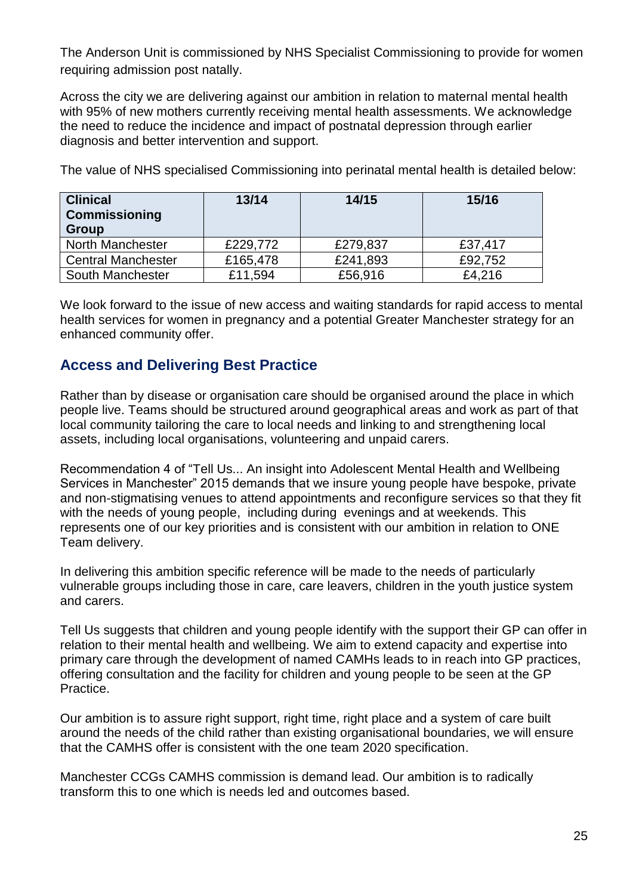The Anderson Unit is commissioned by NHS Specialist Commissioning to provide for women requiring admission post natally.

Across the city we are delivering against our ambition in relation to maternal mental health with 95% of new mothers currently receiving mental health assessments. We acknowledge the need to reduce the incidence and impact of postnatal depression through earlier diagnosis and better intervention and support.

The value of NHS specialised Commissioning into perinatal mental health is detailed below:

| Clinical Commissioning Group | 13/14 | 14/15 | 15/16 |
|---|---|---|---|
| North Manchester | £229,772 | £279,837 | £37,417 |
| Central Manchester | £165,478 | £241,893 | £92,752 |
| South Manchester | £11,594 | £56,916 | £4,216 |

We look forward to the issue of new access and waiting standards for rapid access to mental health services for women in pregnancy and a potential Greater Manchester strategy for an enhanced community offer.

## Access and Delivering Best Practice

Rather than by disease or organisation care should be organised around the place in which people live. Teams should be structured around geographical areas and work as part of that local community tailoring the care to local needs and linking to and strengthening local assets, including local organisations, volunteering and unpaid carers.

Recommendation 4 of "Tell Us... An insight into Adolescent Mental Health and Wellbeing Services in Manchester" 2015 demands that we insure young people have bespoke, private and non-stigmatising venues to attend appointments and reconfigure services so that they fit with the needs of young people, including during evenings and at weekends. This represents one of our key priorities and is consistent with our ambition in relation to ONE Team delivery.

In delivering this ambition specific reference will be made to the needs of particularly vulnerable groups including those in care, care leavers, children in the youth justice system and carers.

Tell Us suggests that children and young people identify with the support their GP can offer in relation to their mental health and wellbeing. We aim to extend capacity and expertise into primary care through the development of named CAMHs leads to in reach into GP practices, offering consultation and the facility for children and young people to be seen at the GP Practice.

Our ambition is to assure right support, right time, right place and a system of care built around the needs of the child rather than existing organisational boundaries, we will ensure that the CAMHS offer is consistent with the one team 2020 specification.

Manchester CCGs CAMHS commission is demand lead. Our ambition is to radically transform this to one which is needs led and outcomes based.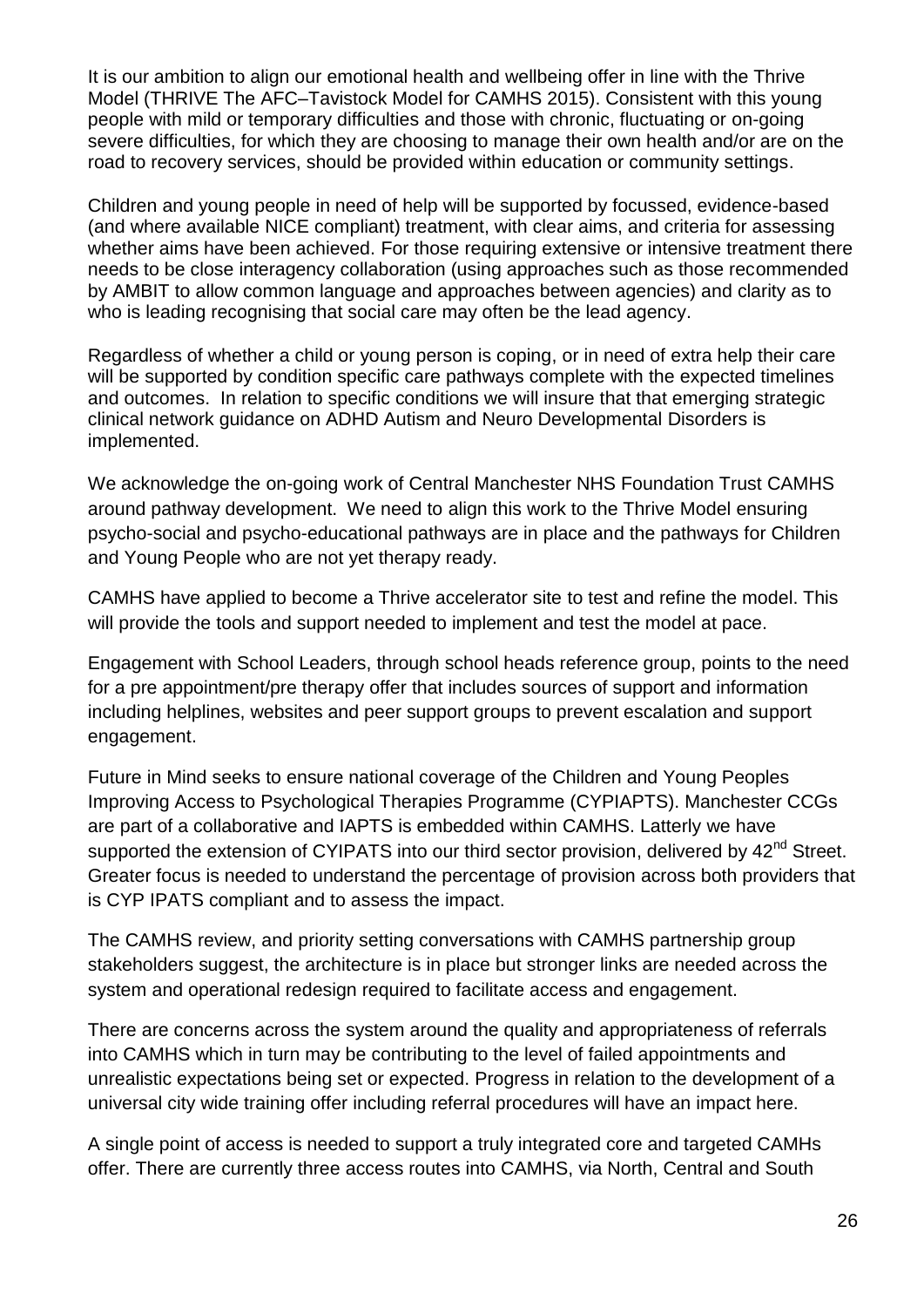It is our ambition to align our emotional health and wellbeing offer in line with the Thrive Model (THRIVE The AFC–Tavistock Model for CAMHS 2015). Consistent with this young people with mild or temporary difficulties and those with chronic, fluctuating or on-going severe difficulties, for which they are choosing to manage their own health and/or are on the road to recovery services, should be provided within education or community settings.

Children and young people in need of help will be supported by focussed, evidence-based (and where available NICE compliant) treatment, with clear aims, and criteria for assessing whether aims have been achieved. For those requiring extensive or intensive treatment there needs to be close interagency collaboration (using approaches such as those recommended by AMBIT to allow common language and approaches between agencies) and clarity as to who is leading recognising that social care may often be the lead agency.

Regardless of whether a child or young person is coping, or in need of extra help their care will be supported by condition specific care pathways complete with the expected timelines and outcomes. In relation to specific conditions we will insure that that emerging strategic clinical network guidance on ADHD Autism and Neuro Developmental Disorders is implemented.

We acknowledge the on-going work of Central Manchester NHS Foundation Trust CAMHS around pathway development. We need to align this work to the Thrive Model ensuring psycho-social and psycho-educational pathways are in place and the pathways for Children and Young People who are not yet therapy ready.

CAMHS have applied to become a Thrive accelerator site to test and refine the model. This will provide the tools and support needed to implement and test the model at pace.

Engagement with School Leaders, through school heads reference group, points to the need for a pre appointment/pre therapy offer that includes sources of support and information including helplines, websites and peer support groups to prevent escalation and support engagement.

Future in Mind seeks to ensure national coverage of the Children and Young Peoples Improving Access to Psychological Therapies Programme (CYPIAPTS). Manchester CCGs are part of a collaborative and IAPTS is embedded within CAMHS. Latterly we have supported the extension of CYIPATS into our third sector provision, delivered by 42nd Street. Greater focus is needed to understand the percentage of provision across both providers that is CYP IPATS compliant and to assess the impact.

The CAMHS review, and priority setting conversations with CAMHS partnership group stakeholders suggest, the architecture is in place but stronger links are needed across the system and operational redesign required to facilitate access and engagement.

There are concerns across the system around the quality and appropriateness of referrals into CAMHS which in turn may be contributing to the level of failed appointments and unrealistic expectations being set or expected. Progress in relation to the development of a universal city wide training offer including referral procedures will have an impact here.

A single point of access is needed to support a truly integrated core and targeted CAMHs offer. There are currently three access routes into CAMHS, via North, Central and South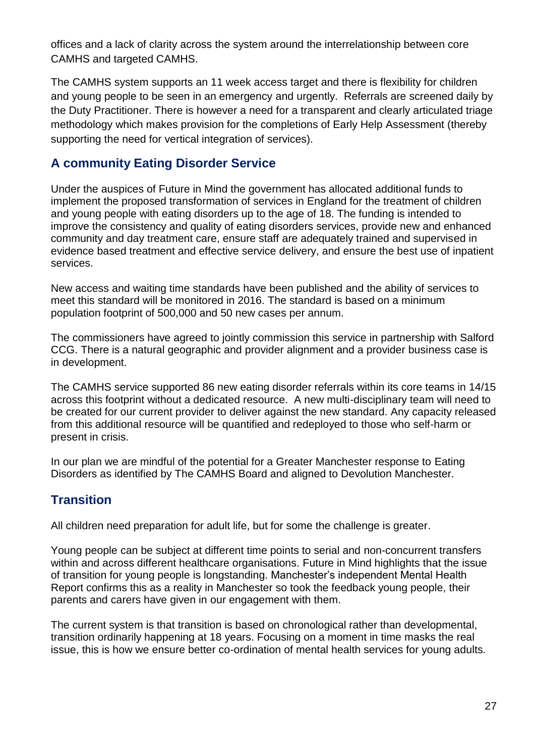offices and a lack of clarity across the system around the interrelationship between core CAMHS and targeted CAMHS.

The CAMHS system supports an 11 week access target and there is flexibility for children and young people to be seen in an emergency and urgently. Referrals are screened daily by the Duty Practitioner. There is however a need for a transparent and clearly articulated triage methodology which makes provision for the completions of Early Help Assessment (thereby supporting the need for vertical integration of services).

## A community Eating Disorder Service

Under the auspices of Future in Mind the government has allocated additional funds to implement the proposed transformation of services in England for the treatment of children and young people with eating disorders up to the age of 18. The funding is intended to improve the consistency and quality of eating disorders services, provide new and enhanced community and day treatment care, ensure staff are adequately trained and supervised in evidence based treatment and effective service delivery, and ensure the best use of inpatient services.

New access and waiting time standards have been published and the ability of services to meet this standard will be monitored in 2016. The standard is based on a minimum population footprint of 500,000 and 50 new cases per annum.

The commissioners have agreed to jointly commission this service in partnership with Salford CCG. There is a natural geographic and provider alignment and a provider business case is in development.

The CAMHS service supported 86 new eating disorder referrals within its core teams in 14/15 across this footprint without a dedicated resource. A new multi-disciplinary team will need to be created for our current provider to deliver against the new standard. Any capacity released from this additional resource will be quantified and redeployed to those who self-harm or present in crisis.

In our plan we are mindful of the potential for a Greater Manchester response to Eating Disorders as identified by The CAMHS Board and aligned to Devolution Manchester.

## Transition

All children need preparation for adult life, but for some the challenge is greater.

Young people can be subject at different time points to serial and non-concurrent transfers within and across different healthcare organisations. Future in Mind highlights that the issue of transition for young people is longstanding. Manchester's independent Mental Health Report confirms this as a reality in Manchester so took the feedback young people, their parents and carers have given in our engagement with them.

The current system is that transition is based on chronological rather than developmental, transition ordinarily happening at 18 years. Focusing on a moment in time masks the real issue, this is how we ensure better co-ordination of mental health services for young adults.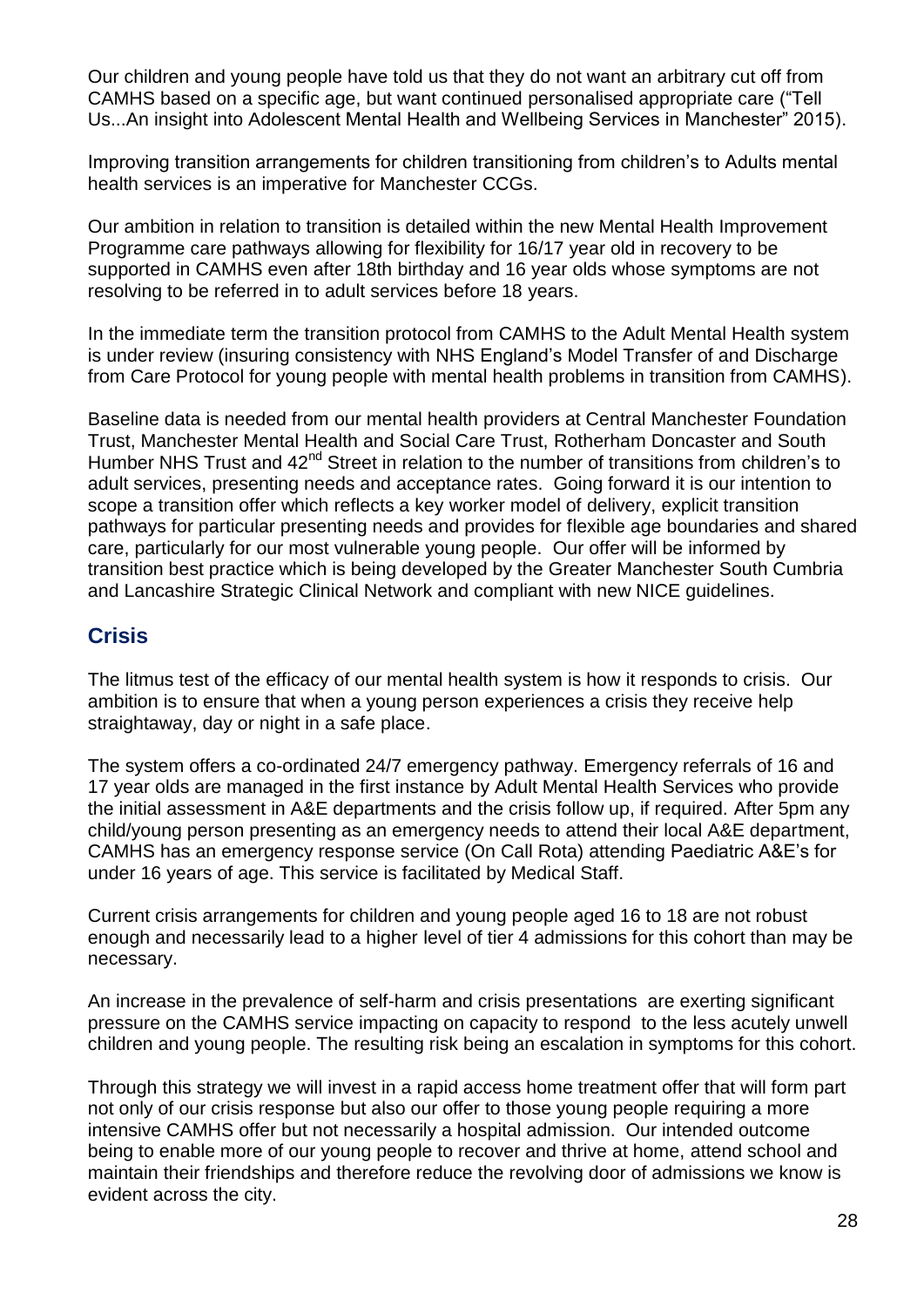Our children and young people have told us that they do not want an arbitrary cut off from CAMHS based on a specific age, but want continued personalised appropriate care ("Tell Us...An insight into Adolescent Mental Health and Wellbeing Services in Manchester" 2015).

Improving transition arrangements for children transitioning from children's to Adults mental health services is an imperative for Manchester CCGs.

Our ambition in relation to transition is detailed within the new Mental Health Improvement Programme care pathways allowing for flexibility for 16/17 year old in recovery to be supported in CAMHS even after 18th birthday and 16 year olds whose symptoms are not resolving to be referred in to adult services before 18 years.

In the immediate term the transition protocol from CAMHS to the Adult Mental Health system is under review (insuring consistency with NHS England's Model Transfer of and Discharge from Care Protocol for young people with mental health problems in transition from CAMHS).

Baseline data is needed from our mental health providers at Central Manchester Foundation Trust, Manchester Mental Health and Social Care Trust, Rotherham Doncaster and South Humber NHS Trust and 42nd Street in relation to the number of transitions from children's to adult services, presenting needs and acceptance rates. Going forward it is our intention to scope a transition offer which reflects a key worker model of delivery, explicit transition pathways for particular presenting needs and provides for flexible age boundaries and shared care, particularly for our most vulnerable young people. Our offer will be informed by transition best practice which is being developed by the Greater Manchester South Cumbria and Lancashire Strategic Clinical Network and compliant with new NICE guidelines.

## Crisis

The litmus test of the efficacy of our mental health system is how it responds to crisis. Our ambition is to ensure that when a young person experiences a crisis they receive help straightaway, day or night in a safe place.

The system offers a co-ordinated 24/7 emergency pathway. Emergency referrals of 16 and 17 year olds are managed in the first instance by Adult Mental Health Services who provide the initial assessment in A&E departments and the crisis follow up, if required. After 5pm any child/young person presenting as an emergency needs to attend their local A&E department, CAMHS has an emergency response service (On Call Rota) attending Paediatric A&E's for under 16 years of age. This service is facilitated by Medical Staff.

Current crisis arrangements for children and young people aged 16 to 18 are not robust enough and necessarily lead to a higher level of tier 4 admissions for this cohort than may be necessary.

An increase in the prevalence of self-harm and crisis presentations are exerting significant pressure on the CAMHS service impacting on capacity to respond to the less acutely unwell children and young people. The resulting risk being an escalation in symptoms for this cohort.

Through this strategy we will invest in a rapid access home treatment offer that will form part not only of our crisis response but also our offer to those young people requiring a more intensive CAMHS offer but not necessarily a hospital admission. Our intended outcome being to enable more of our young people to recover and thrive at home, attend school and maintain their friendships and therefore reduce the revolving door of admissions we know is evident across the city.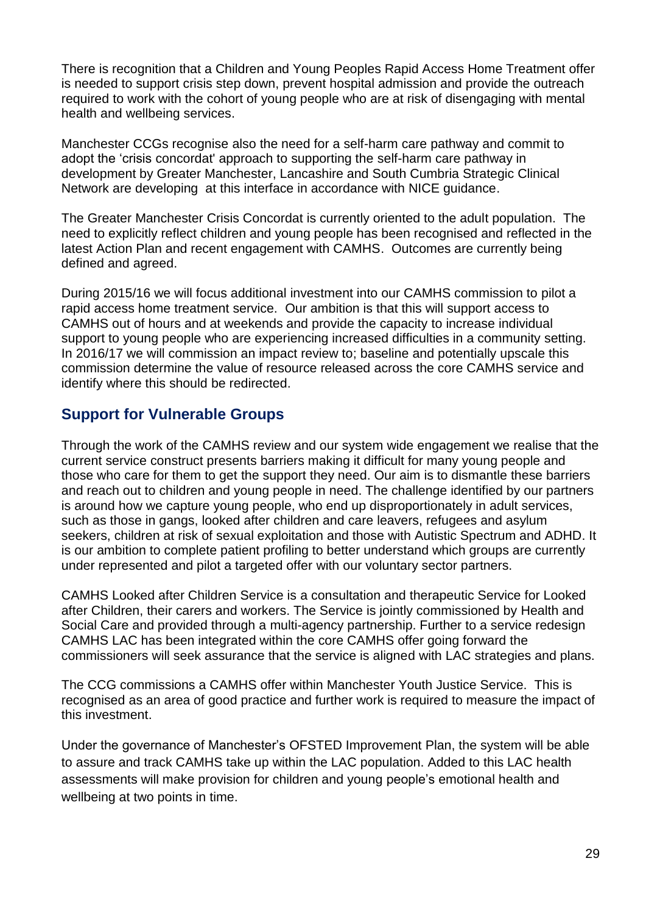There is recognition that a Children and Young Peoples Rapid Access Home Treatment offer is needed to support crisis step down, prevent hospital admission and provide the outreach required to work with the cohort of young people who are at risk of disengaging with mental health and wellbeing services.

Manchester CCGs recognise also the need for a self-harm care pathway and commit to adopt the 'crisis concordat' approach to supporting the self-harm care pathway in development by Greater Manchester, Lancashire and South Cumbria Strategic Clinical Network are developing  at this interface in accordance with NICE guidance.

The Greater Manchester Crisis Concordat is currently oriented to the adult population.  The need to explicitly reflect children and young people has been recognised and reflected in the latest Action Plan and recent engagement with CAMHS.  Outcomes are currently being defined and agreed.

During 2015/16 we will focus additional investment into our CAMHS commission to pilot a rapid access home treatment service.  Our ambition is that this will support access to CAMHS out of hours and at weekends and provide the capacity to increase individual support to young people who are experiencing increased difficulties in a community setting. In 2016/17 we will commission an impact review to; baseline and potentially upscale this commission determine the value of resource released across the core CAMHS service and identify where this should be redirected.

## Support for Vulnerable Groups

Through the work of the CAMHS review and our system wide engagement we realise that the current service construct presents barriers making it difficult for many young people and those who care for them to get the support they need. Our aim is to dismantle these barriers and reach out to children and young people in need. The challenge identified by our partners is around how we capture young people, who end up disproportionately in adult services, such as those in gangs, looked after children and care leavers, refugees and asylum seekers, children at risk of sexual exploitation and those with Autistic Spectrum and ADHD. It is our ambition to complete patient profiling to better understand which groups are currently under represented and pilot a targeted offer with our voluntary sector partners.

CAMHS Looked after Children Service is a consultation and therapeutic Service for Looked after Children, their carers and workers. The Service is jointly commissioned by Health and Social Care and provided through a multi-agency partnership. Further to a service redesign CAMHS LAC has been integrated within the core CAMHS offer going forward the commissioners will seek assurance that the service is aligned with LAC strategies and plans.

The CCG commissions a CAMHS offer within Manchester Youth Justice Service.  This is recognised as an area of good practice and further work is required to measure the impact of this investment.

Under the governance of Manchester's OFSTED Improvement Plan, the system will be able to assure and track CAMHS take up within the LAC population. Added to this LAC health assessments will make provision for children and young people's emotional health and wellbeing at two points in time.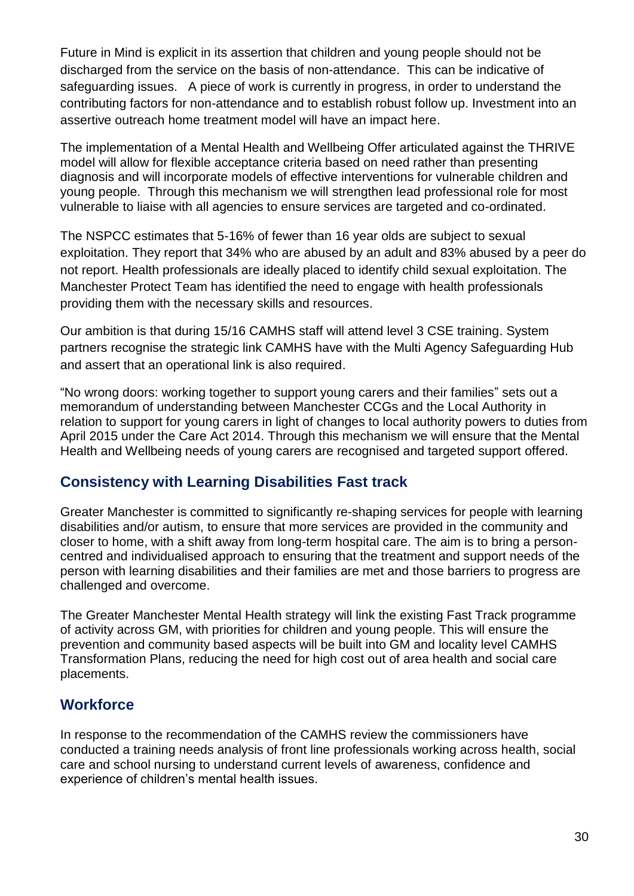Future in Mind is explicit in its assertion that children and young people should not be discharged from the service on the basis of non-attendance. This can be indicative of safeguarding issues. A piece of work is currently in progress, in order to understand the contributing factors for non-attendance and to establish robust follow up. Investment into an assertive outreach home treatment model will have an impact here.

The implementation of a Mental Health and Wellbeing Offer articulated against the THRIVE model will allow for flexible acceptance criteria based on need rather than presenting diagnosis and will incorporate models of effective interventions for vulnerable children and young people. Through this mechanism we will strengthen lead professional role for most vulnerable to liaise with all agencies to ensure services are targeted and co-ordinated.

The NSPCC estimates that 5-16% of fewer than 16 year olds are subject to sexual exploitation. They report that 34% who are abused by an adult and 83% abused by a peer do not report. Health professionals are ideally placed to identify child sexual exploitation. The Manchester Protect Team has identified the need to engage with health professionals providing them with the necessary skills and resources.

Our ambition is that during 15/16 CAMHS staff will attend level 3 CSE training. System partners recognise the strategic link CAMHS have with the Multi Agency Safeguarding Hub and assert that an operational link is also required.

"No wrong doors: working together to support young carers and their families" sets out a memorandum of understanding between Manchester CCGs and the Local Authority in relation to support for young carers in light of changes to local authority powers to duties from April 2015 under the Care Act 2014. Through this mechanism we will ensure that the Mental Health and Wellbeing needs of young carers are recognised and targeted support offered.

## Consistency with Learning Disabilities Fast track

Greater Manchester is committed to significantly re-shaping services for people with learning disabilities and/or autism, to ensure that more services are provided in the community and closer to home, with a shift away from long-term hospital care. The aim is to bring a person-centred and individualised approach to ensuring that the treatment and support needs of the person with learning disabilities and their families are met and those barriers to progress are challenged and overcome.

The Greater Manchester Mental Health strategy will link the existing Fast Track programme of activity across GM, with priorities for children and young people. This will ensure the prevention and community based aspects will be built into GM and locality level CAMHS Transformation Plans, reducing the need for high cost out of area health and social care placements.

## Workforce

In response to the recommendation of the CAMHS review the commissioners have conducted a training needs analysis of front line professionals working across health, social care and school nursing to understand current levels of awareness, confidence and experience of children's mental health issues.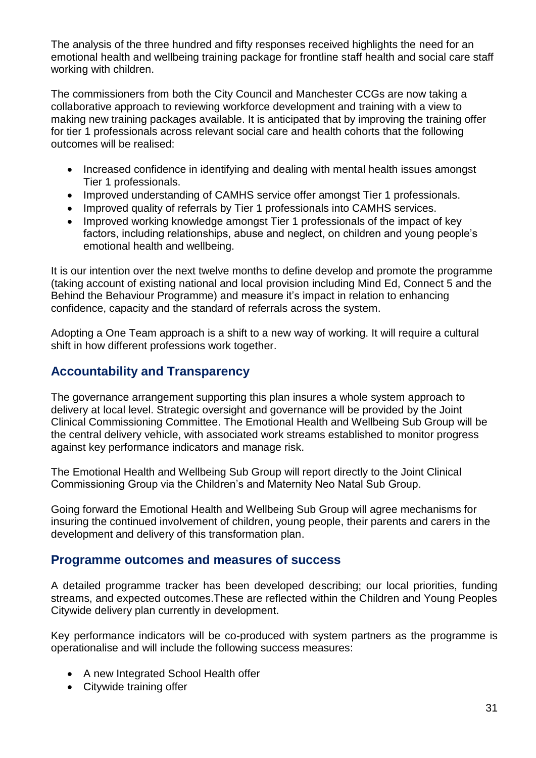The analysis of the three hundred and fifty responses received highlights the need for an emotional health and wellbeing training package for frontline staff health and social care staff working with children.

The commissioners from both the City Council and Manchester CCGs are now taking a collaborative approach to reviewing workforce development and training with a view to making new training packages available. It is anticipated that by improving the training offer for tier 1 professionals across relevant social care and health cohorts that the following outcomes will be realised:

- Increased confidence in identifying and dealing with mental health issues amongst Tier 1 professionals.
- Improved understanding of CAMHS service offer amongst Tier 1 professionals.
- Improved quality of referrals by Tier 1 professionals into CAMHS services.
- Improved working knowledge amongst Tier 1 professionals of the impact of key factors, including relationships, abuse and neglect, on children and young people's emotional health and wellbeing.

It is our intention over the next twelve months to define develop and promote the programme (taking account of existing national and local provision including Mind Ed, Connect 5 and the Behind the Behaviour Programme) and measure it's impact in relation to enhancing confidence, capacity and the standard of referrals across the system.

Adopting a One Team approach is a shift to a new way of working. It will require a cultural shift in how different professions work together.

## Accountability and Transparency

The governance arrangement supporting this plan insures a whole system approach to delivery at local level. Strategic oversight and governance will be provided by the Joint Clinical Commissioning Committee. The Emotional Health and Wellbeing Sub Group will be the central delivery vehicle, with associated work streams established to monitor progress against key performance indicators and manage risk.

The Emotional Health and Wellbeing Sub Group will report directly to the Joint Clinical Commissioning Group via the Children's and Maternity Neo Natal Sub Group.

Going forward the Emotional Health and Wellbeing Sub Group will agree mechanisms for insuring the continued involvement of children, young people, their parents and carers in the development and delivery of this transformation plan.

## Programme outcomes and measures of success

A detailed programme tracker has been developed describing; our local priorities, funding streams, and expected outcomes.These are reflected within the Children and Young Peoples Citywide delivery plan currently in development.

Key performance indicators will be co-produced with system partners as the programme is operationalise and will include the following success measures:

- A new Integrated School Health offer
- Citywide training offer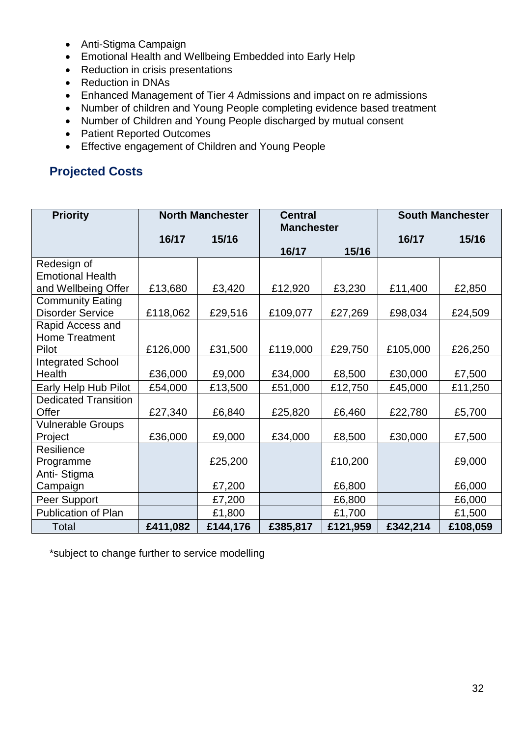- Anti-Stigma Campaign
- Emotional Health and Wellbeing Embedded into Early Help
- Reduction in crisis presentations
- Reduction in DNAs
- Enhanced Management of Tier 4 Admissions and impact on re admissions
- Number of children and Young People completing evidence based treatment
- Number of Children and Young People discharged by mutual consent
- Patient Reported Outcomes
- Effective engagement of Children and Young People

## Projected Costs

| Priority | North Manchester | | Central Manchester | | South Manchester | |
|---|---|---|---|---|---|---|
| | 16/17 | 15/16 | 16/17 | 15/16 | 16/17 | 15/16 |
| Redesign of Emotional Health and Wellbeing Offer | £13,680 | £3,420 | £12,920 | £3,230 | £11,400 | £2,850 |
| Community Eating Disorder Service | £118,062 | £29,516 | £109,077 | £27,269 | £98,034 | £24,509 |
| Rapid Access and Home Treatment Pilot | £126,000 | £31,500 | £119,000 | £29,750 | £105,000 | £26,250 |
| Integrated School Health | £36,000 | £9,000 | £34,000 | £8,500 | £30,000 | £7,500 |
| Early Help Hub Pilot | £54,000 | £13,500 | £51,000 | £12,750 | £45,000 | £11,250 |
| Dedicated Transition Offer | £27,340 | £6,840 | £25,820 | £6,460 | £22,780 | £5,700 |
| Vulnerable Groups Project | £36,000 | £9,000 | £34,000 | £8,500 | £30,000 | £7,500 |
| Resilience Programme | | £25,200 | | £10,200 | | £9,000 |
| Anti- Stigma Campaign | | £7,200 | | £6,800 | | £6,000 |
| Peer Support | | £7,200 | | £6,800 | | £6,000 |
| Publication of Plan | | £1,800 | | £1,700 | | £1,500 |
| Total | **£411,082** | **£144,176** | **£385,817** | **£121,959** | **£342,214** | **£108,059** |

*subject to change further to service modelling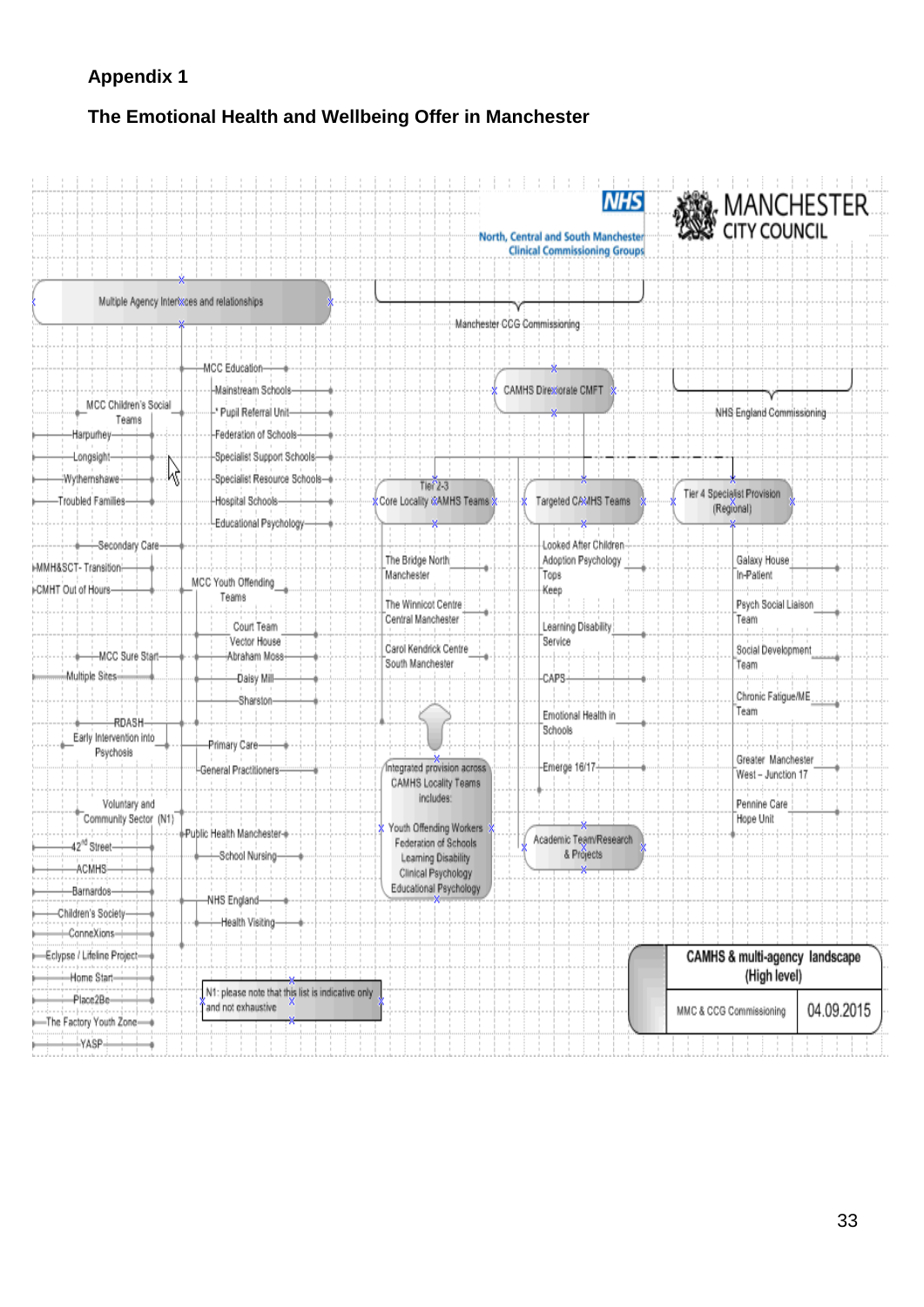## Appendix 1

## The Emotional Health and Wellbeing Offer in Manchester

NHS
North, Central and South Manchester Clinical Commissioning Groups

MANCHESTER CITY COUNCIL

Multiple Agency Interfaces and relationships

Manchester CCG Commissioning

NHS England Commissioning

CAMHS Directorate CMFT

- MCC Education
  - Mainstream Schools
  - * Pupil Referral Unit
  - Federation of Schools
  - Specialist Support Schools
  - Specialist Resource Schools
  - Hospital Schools
  - Educational Psychology

- MCC Children's Social Teams
  - Harpurhey
  - Longsight
  - Wythenshawe
  - Troubled Families

- Secondary Care
  - MMH&SCT- Transition
  - CMHT Out of Hours

- MCC Youth Offending Teams
  - Court Team
  - Vector House
  - Abraham Moss
  - Daisy Mill
  - Sharston

- MCC Sure Start
  - Multiple Sites

- RDASH
  - Early Intervention into Psychosis

- Primary Care
  - General Practitioners

- Voluntary and Community Sector (N1)
  - 42nd Street
  - ACMHS
  - Barnardos
  - Children's Society
  - ConneXions
  - Eclypse / Lifeline Project
  - Home Start
  - Place2Be
  - The Factory Youth Zone
  - YASP

- Public Health Manchester
  - School Nursing

- NHS England
  - Health Visiting

- Tier 2-3 Core Locality CAMHS Teams
  - The Bridge North Manchester
  - The Winnicot Centre Central Manchester
  - Carol Kendrick Centre South Manchester

- Integrated provision across CAMHS Locality Teams includes:
  - Youth Offending Workers
  - Federation of Schools
  - Learning Disability
  - Clinical Psychology
  - Educational Psychology

- Targeted CAMHS Teams
  - Looked After Children
  - Adoption Psychology
  - Tops
  - Keep
  - Learning Disability Service
  - CAPS
  - Emotional Health in Schools
  - Emerge 16/17

- Academic Team/Research & Projects

- Tier 4 Specialist Provision (Regional)
  - Galaxy House In-Patient
  - Psych Social Liaison Team
  - Social Development Team
  - Chronic Fatigue/ME Team
  - Greater Manchester West – Junction 17
  - Pennine Care Hope Unit

N1: please note that this list is indicative only and not exhaustive

CAMHS & multi-agency landscape (High level)

MMC & CCG Commissioning | 04.09.2015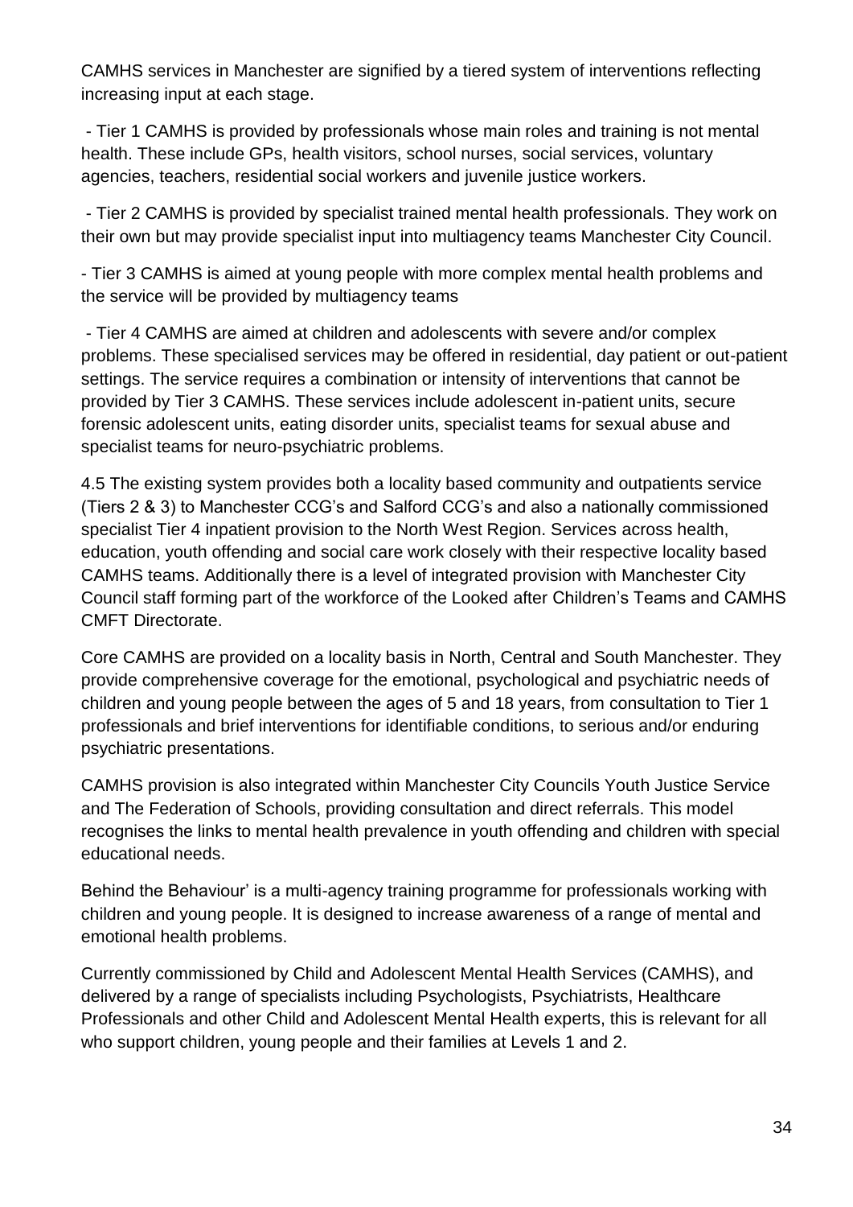CAMHS services in Manchester are signified by a tiered system of interventions reflecting increasing input at each stage.

- Tier 1 CAMHS is provided by professionals whose main roles and training is not mental health. These include GPs, health visitors, school nurses, social services, voluntary agencies, teachers, residential social workers and juvenile justice workers.

- Tier 2 CAMHS is provided by specialist trained mental health professionals. They work on their own but may provide specialist input into multiagency teams Manchester City Council.

- Tier 3 CAMHS is aimed at young people with more complex mental health problems and the service will be provided by multiagency teams

- Tier 4 CAMHS are aimed at children and adolescents with severe and/or complex problems. These specialised services may be offered in residential, day patient or out-patient settings. The service requires a combination or intensity of interventions that cannot be provided by Tier 3 CAMHS. These services include adolescent in-patient units, secure forensic adolescent units, eating disorder units, specialist teams for sexual abuse and specialist teams for neuro-psychiatric problems.

4.5 The existing system provides both a locality based community and outpatients service (Tiers 2 & 3) to Manchester CCG's and Salford CCG's and also a nationally commissioned specialist Tier 4 inpatient provision to the North West Region. Services across health, education, youth offending and social care work closely with their respective locality based CAMHS teams. Additionally there is a level of integrated provision with Manchester City Council staff forming part of the workforce of the Looked after Children's Teams and CAMHS CMFT Directorate.

Core CAMHS are provided on a locality basis in North, Central and South Manchester. They provide comprehensive coverage for the emotional, psychological and psychiatric needs of children and young people between the ages of 5 and 18 years, from consultation to Tier 1 professionals and brief interventions for identifiable conditions, to serious and/or enduring psychiatric presentations.

CAMHS provision is also integrated within Manchester City Councils Youth Justice Service and The Federation of Schools, providing consultation and direct referrals. This model recognises the links to mental health prevalence in youth offending and children with special educational needs.

Behind the Behaviour' is a multi-agency training programme for professionals working with children and young people. It is designed to increase awareness of a range of mental and emotional health problems.

Currently commissioned by Child and Adolescent Mental Health Services (CAMHS), and delivered by a range of specialists including Psychologists, Psychiatrists, Healthcare Professionals and other Child and Adolescent Mental Health experts, this is relevant for all who support children, young people and their families at Levels 1 and 2.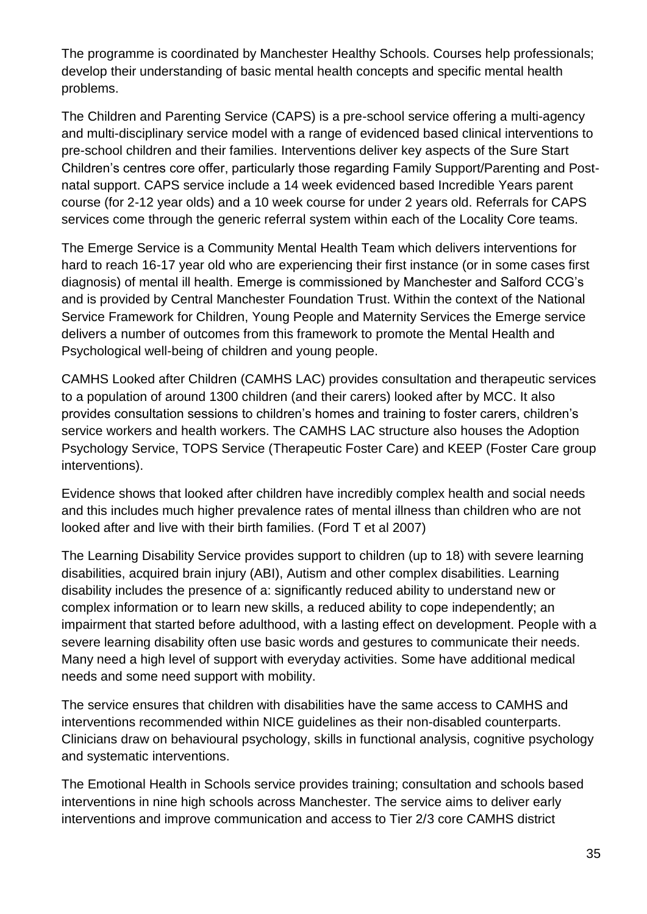The programme is coordinated by Manchester Healthy Schools. Courses help professionals; develop their understanding of basic mental health concepts and specific mental health problems.

The Children and Parenting Service (CAPS) is a pre-school service offering a multi-agency and multi-disciplinary service model with a range of evidenced based clinical interventions to pre-school children and their families. Interventions deliver key aspects of the Sure Start Children's centres core offer, particularly those regarding Family Support/Parenting and Post-natal support. CAPS service include a 14 week evidenced based Incredible Years parent course (for 2-12 year olds) and a 10 week course for under 2 years old. Referrals for CAPS services come through the generic referral system within each of the Locality Core teams.

The Emerge Service is a Community Mental Health Team which delivers interventions for hard to reach 16-17 year old who are experiencing their first instance (or in some cases first diagnosis) of mental ill health. Emerge is commissioned by Manchester and Salford CCG's and is provided by Central Manchester Foundation Trust. Within the context of the National Service Framework for Children, Young People and Maternity Services the Emerge service delivers a number of outcomes from this framework to promote the Mental Health and Psychological well-being of children and young people.

CAMHS Looked after Children (CAMHS LAC) provides consultation and therapeutic services to a population of around 1300 children (and their carers) looked after by MCC. It also provides consultation sessions to children's homes and training to foster carers, children's service workers and health workers. The CAMHS LAC structure also houses the Adoption Psychology Service, TOPS Service (Therapeutic Foster Care) and KEEP (Foster Care group interventions).

Evidence shows that looked after children have incredibly complex health and social needs and this includes much higher prevalence rates of mental illness than children who are not looked after and live with their birth families. (Ford T et al 2007)

The Learning Disability Service provides support to children (up to 18) with severe learning disabilities, acquired brain injury (ABI), Autism and other complex disabilities. Learning disability includes the presence of a: significantly reduced ability to understand new or complex information or to learn new skills, a reduced ability to cope independently; an impairment that started before adulthood, with a lasting effect on development. People with a severe learning disability often use basic words and gestures to communicate their needs. Many need a high level of support with everyday activities. Some have additional medical needs and some need support with mobility.

The service ensures that children with disabilities have the same access to CAMHS and interventions recommended within NICE guidelines as their non-disabled counterparts. Clinicians draw on behavioural psychology, skills in functional analysis, cognitive psychology and systematic interventions.

The Emotional Health in Schools service provides training; consultation and schools based interventions in nine high schools across Manchester. The service aims to deliver early interventions and improve communication and access to Tier 2/3 core CAMHS district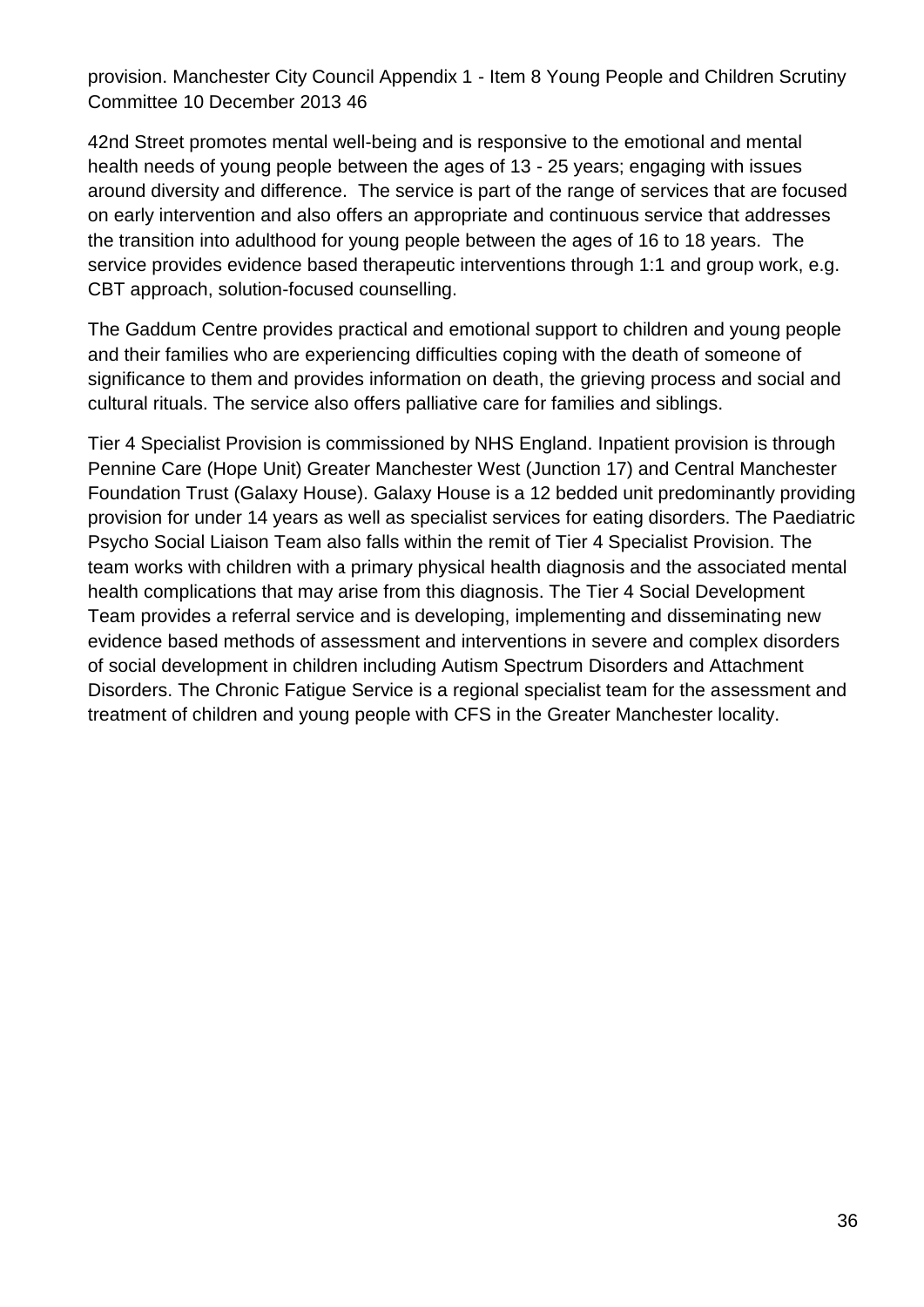provision. Manchester City Council Appendix 1 - Item 8 Young People and Children Scrutiny Committee 10 December 2013 46

42nd Street promotes mental well-being and is responsive to the emotional and mental health needs of young people between the ages of 13 - 25 years; engaging with issues around diversity and difference. The service is part of the range of services that are focused on early intervention and also offers an appropriate and continuous service that addresses the transition into adulthood for young people between the ages of 16 to 18 years. The service provides evidence based therapeutic interventions through 1:1 and group work, e.g. CBT approach, solution-focused counselling.

The Gaddum Centre provides practical and emotional support to children and young people and their families who are experiencing difficulties coping with the death of someone of significance to them and provides information on death, the grieving process and social and cultural rituals. The service also offers palliative care for families and siblings.

Tier 4 Specialist Provision is commissioned by NHS England. Inpatient provision is through Pennine Care (Hope Unit) Greater Manchester West (Junction 17) and Central Manchester Foundation Trust (Galaxy House). Galaxy House is a 12 bedded unit predominantly providing provision for under 14 years as well as specialist services for eating disorders. The Paediatric Psycho Social Liaison Team also falls within the remit of Tier 4 Specialist Provision. The team works with children with a primary physical health diagnosis and the associated mental health complications that may arise from this diagnosis. The Tier 4 Social Development Team provides a referral service and is developing, implementing and disseminating new evidence based methods of assessment and interventions in severe and complex disorders of social development in children including Autism Spectrum Disorders and Attachment Disorders. The Chronic Fatigue Service is a regional specialist team for the assessment and treatment of children and young people with CFS in the Greater Manchester locality.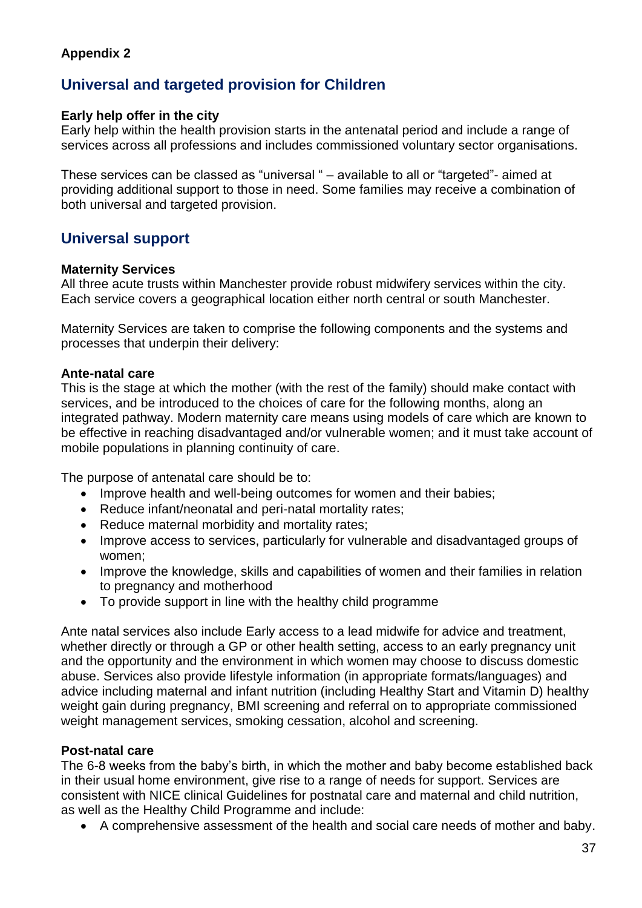**Appendix 2**

## Universal and targeted provision for Children

**Early help offer in the city**
Early help within the health provision starts in the antenatal period and include a range of services across all professions and includes commissioned voluntary sector organisations.

These services can be classed as "universal " – available to all or "targeted"- aimed at providing additional support to those in need. Some families may receive a combination of both universal and targeted provision.

## Universal support

**Maternity Services**
All three acute trusts within Manchester provide robust midwifery services within the city. Each service covers a geographical location either north central or south Manchester.

Maternity Services are taken to comprise the following components and the systems and processes that underpin their delivery:

**Ante-natal care**
This is the stage at which the mother (with the rest of the family) should make contact with services, and be introduced to the choices of care for the following months, along an integrated pathway. Modern maternity care means using models of care which are known to be effective in reaching disadvantaged and/or vulnerable women; and it must take account of mobile populations in planning continuity of care.

The purpose of antenatal care should be to:

- Improve health and well-being outcomes for women and their babies;
- Reduce infant/neonatal and peri-natal mortality rates;
- Reduce maternal morbidity and mortality rates;
- Improve access to services, particularly for vulnerable and disadvantaged groups of women;
- Improve the knowledge, skills and capabilities of women and their families in relation to pregnancy and motherhood
- To provide support in line with the healthy child programme

Ante natal services also include Early access to a lead midwife for advice and treatment, whether directly or through a GP or other health setting, access to an early pregnancy unit and the opportunity and the environment in which women may choose to discuss domestic abuse. Services also provide lifestyle information (in appropriate formats/languages) and advice including maternal and infant nutrition (including Healthy Start and Vitamin D) healthy weight gain during pregnancy, BMI screening and referral on to appropriate commissioned weight management services, smoking cessation, alcohol and screening.

**Post-natal care**
The 6-8 weeks from the baby's birth, in which the mother and baby become established back in their usual home environment, give rise to a range of needs for support. Services are consistent with NICE clinical Guidelines for postnatal care and maternal and child nutrition, as well as the Healthy Child Programme and include:

- A comprehensive assessment of the health and social care needs of mother and baby.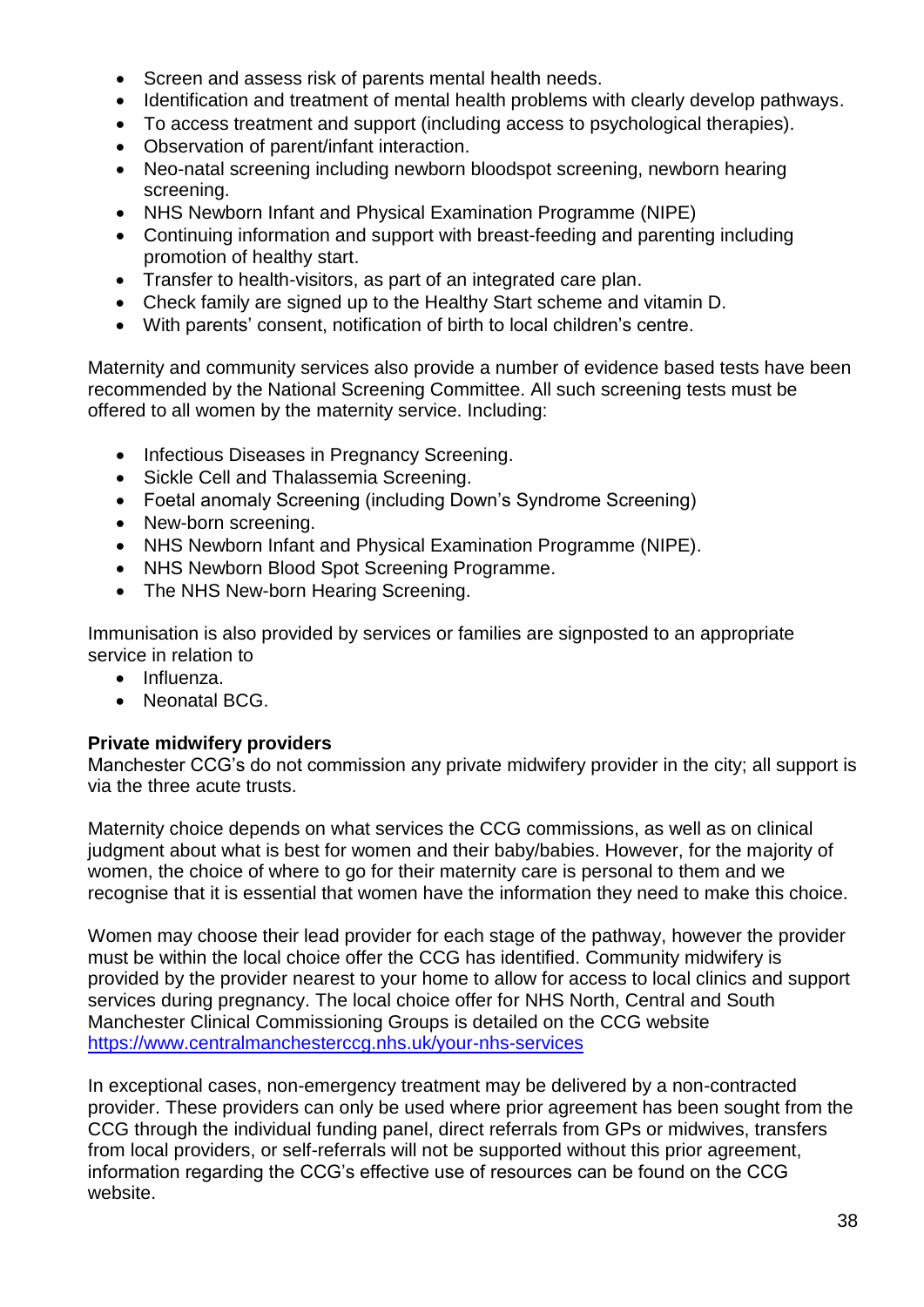- Screen and assess risk of parents mental health needs.
- Identification and treatment of mental health problems with clearly develop pathways.
- To access treatment and support (including access to psychological therapies).
- Observation of parent/infant interaction.
- Neo-natal screening including newborn bloodspot screening, newborn hearing screening.
- NHS Newborn Infant and Physical Examination Programme (NIPE)
- Continuing information and support with breast-feeding and parenting including promotion of healthy start.
- Transfer to health-visitors, as part of an integrated care plan.
- Check family are signed up to the Healthy Start scheme and vitamin D.
- With parents' consent, notification of birth to local children's centre.

Maternity and community services also provide a number of evidence based tests have been recommended by the National Screening Committee. All such screening tests must be offered to all women by the maternity service. Including:

- Infectious Diseases in Pregnancy Screening.
- Sickle Cell and Thalassemia Screening.
- Foetal anomaly Screening (including Down's Syndrome Screening)
- New-born screening.
- NHS Newborn Infant and Physical Examination Programme (NIPE).
- NHS Newborn Blood Spot Screening Programme.
- The NHS New-born Hearing Screening.

Immunisation is also provided by services or families are signposted to an appropriate service in relation to

- Influenza.
- Neonatal BCG.

**Private midwifery providers**

Manchester CCG's do not commission any private midwifery provider in the city; all support is via the three acute trusts.

Maternity choice depends on what services the CCG commissions, as well as on clinical judgment about what is best for women and their baby/babies. However, for the majority of women, the choice of where to go for their maternity care is personal to them and we recognise that it is essential that women have the information they need to make this choice.

Women may choose their lead provider for each stage of the pathway, however the provider must be within the local choice offer the CCG has identified. Community midwifery is provided by the provider nearest to your home to allow for access to local clinics and support services during pregnancy. The local choice offer for NHS North, Central and South Manchester Clinical Commissioning Groups is detailed on the CCG website https://www.centralmanchesterccg.nhs.uk/your-nhs-services

In exceptional cases, non-emergency treatment may be delivered by a non-contracted provider. These providers can only be used where prior agreement has been sought from the CCG through the individual funding panel, direct referrals from GPs or midwives, transfers from local providers, or self-referrals will not be supported without this prior agreement, information regarding the CCG's effective use of resources can be found on the CCG website.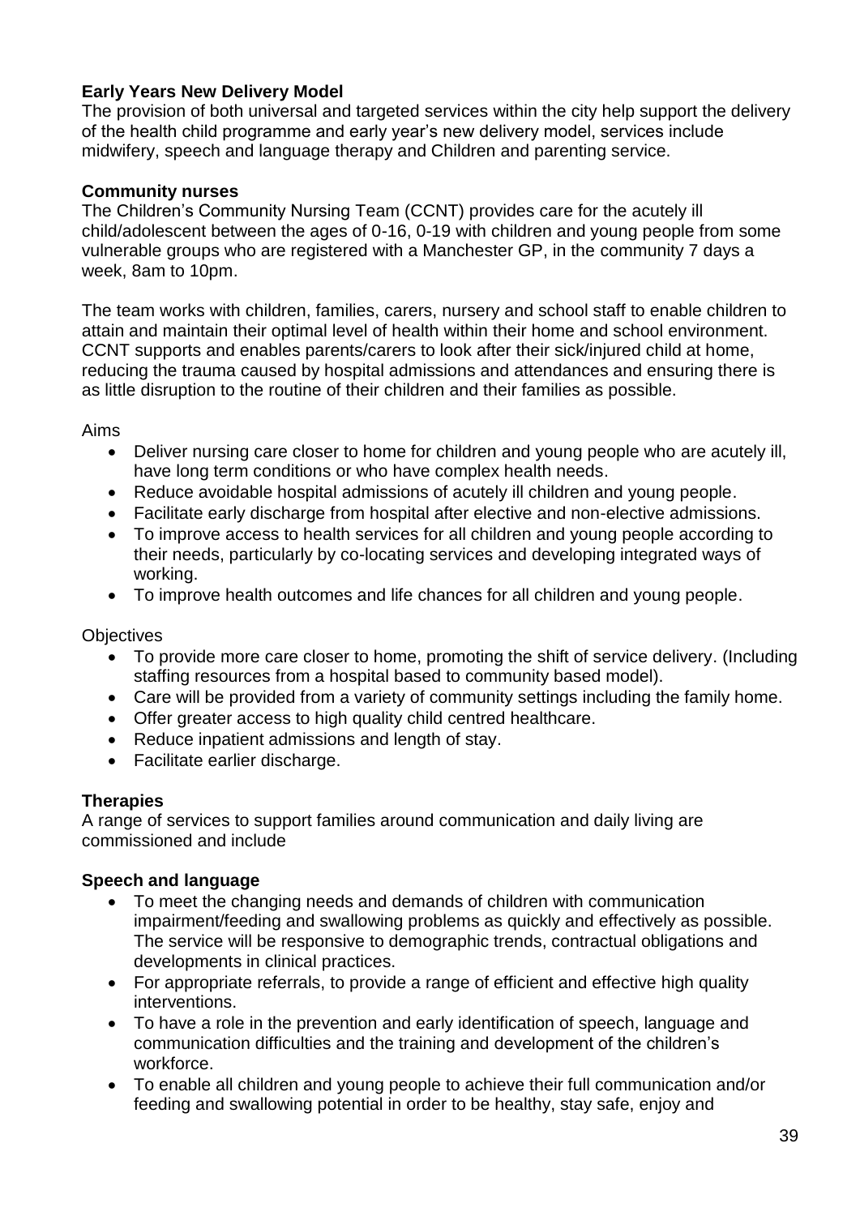**Early Years New Delivery Model**
The provision of both universal and targeted services within the city help support the delivery of the health child programme and early year's new delivery model, services include midwifery, speech and language therapy and Children and parenting service.

**Community nurses**
The Children's Community Nursing Team (CCNT) provides care for the acutely ill child/adolescent between the ages of 0-16, 0-19 with children and young people from some vulnerable groups who are registered with a Manchester GP, in the community 7 days a week, 8am to 10pm.

The team works with children, families, carers, nursery and school staff to enable children to attain and maintain their optimal level of health within their home and school environment. CCNT supports and enables parents/carers to look after their sick/injured child at home, reducing the trauma caused by hospital admissions and attendances and ensuring there is as little disruption to the routine of their children and their families as possible.

Aims

- Deliver nursing care closer to home for children and young people who are acutely ill, have long term conditions or who have complex health needs.
- Reduce avoidable hospital admissions of acutely ill children and young people.
- Facilitate early discharge from hospital after elective and non-elective admissions.
- To improve access to health services for all children and young people according to their needs, particularly by co-locating services and developing integrated ways of working.
- To improve health outcomes and life chances for all children and young people.

Objectives

- To provide more care closer to home, promoting the shift of service delivery. (Including staffing resources from a hospital based to community based model).
- Care will be provided from a variety of community settings including the family home.
- Offer greater access to high quality child centred healthcare.
- Reduce inpatient admissions and length of stay.
- Facilitate earlier discharge.

**Therapies**
A range of services to support families around communication and daily living are commissioned and include

**Speech and language**

- To meet the changing needs and demands of children with communication impairment/feeding and swallowing problems as quickly and effectively as possible. The service will be responsive to demographic trends, contractual obligations and developments in clinical practices.
- For appropriate referrals, to provide a range of efficient and effective high quality interventions.
- To have a role in the prevention and early identification of speech, language and communication difficulties and the training and development of the children's workforce.
- To enable all children and young people to achieve their full communication and/or feeding and swallowing potential in order to be healthy, stay safe, enjoy and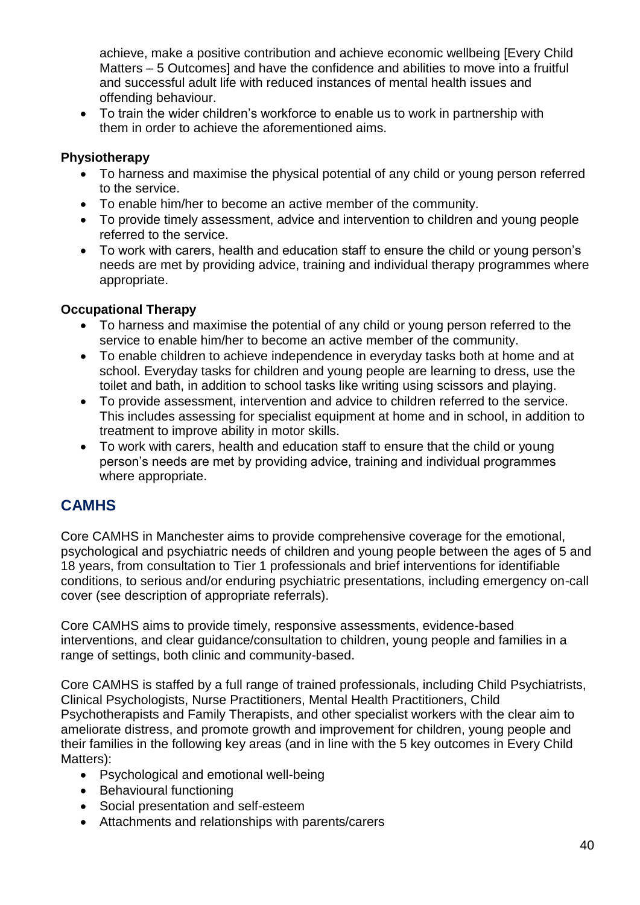achieve, make a positive contribution and achieve economic wellbeing [Every Child Matters – 5 Outcomes] and have the confidence and abilities to move into a fruitful and successful adult life with reduced instances of mental health issues and offending behaviour.

- To train the wider children's workforce to enable us to work in partnership with them in order to achieve the aforementioned aims.

**Physiotherapy**

- To harness and maximise the physical potential of any child or young person referred to the service.
- To enable him/her to become an active member of the community.
- To provide timely assessment, advice and intervention to children and young people referred to the service.
- To work with carers, health and education staff to ensure the child or young person's needs are met by providing advice, training and individual therapy programmes where appropriate.

**Occupational Therapy**

- To harness and maximise the potential of any child or young person referred to the service to enable him/her to become an active member of the community.
- To enable children to achieve independence in everyday tasks both at home and at school. Everyday tasks for children and young people are learning to dress, use the toilet and bath, in addition to school tasks like writing using scissors and playing.
- To provide assessment, intervention and advice to children referred to the service. This includes assessing for specialist equipment at home and in school, in addition to treatment to improve ability in motor skills.
- To work with carers, health and education staff to ensure that the child or young person's needs are met by providing advice, training and individual programmes where appropriate.

## CAMHS

Core CAMHS in Manchester aims to provide comprehensive coverage for the emotional, psychological and psychiatric needs of children and young people between the ages of 5 and 18 years, from consultation to Tier 1 professionals and brief interventions for identifiable conditions, to serious and/or enduring psychiatric presentations, including emergency on-call cover (see description of appropriate referrals).

Core CAMHS aims to provide timely, responsive assessments, evidence-based interventions, and clear guidance/consultation to children, young people and families in a range of settings, both clinic and community-based.

Core CAMHS is staffed by a full range of trained professionals, including Child Psychiatrists, Clinical Psychologists, Nurse Practitioners, Mental Health Practitioners, Child Psychotherapists and Family Therapists, and other specialist workers with the clear aim to ameliorate distress, and promote growth and improvement for children, young people and their families in the following key areas (and in line with the 5 key outcomes in Every Child Matters):

- Psychological and emotional well-being
- Behavioural functioning
- Social presentation and self-esteem
- Attachments and relationships with parents/carers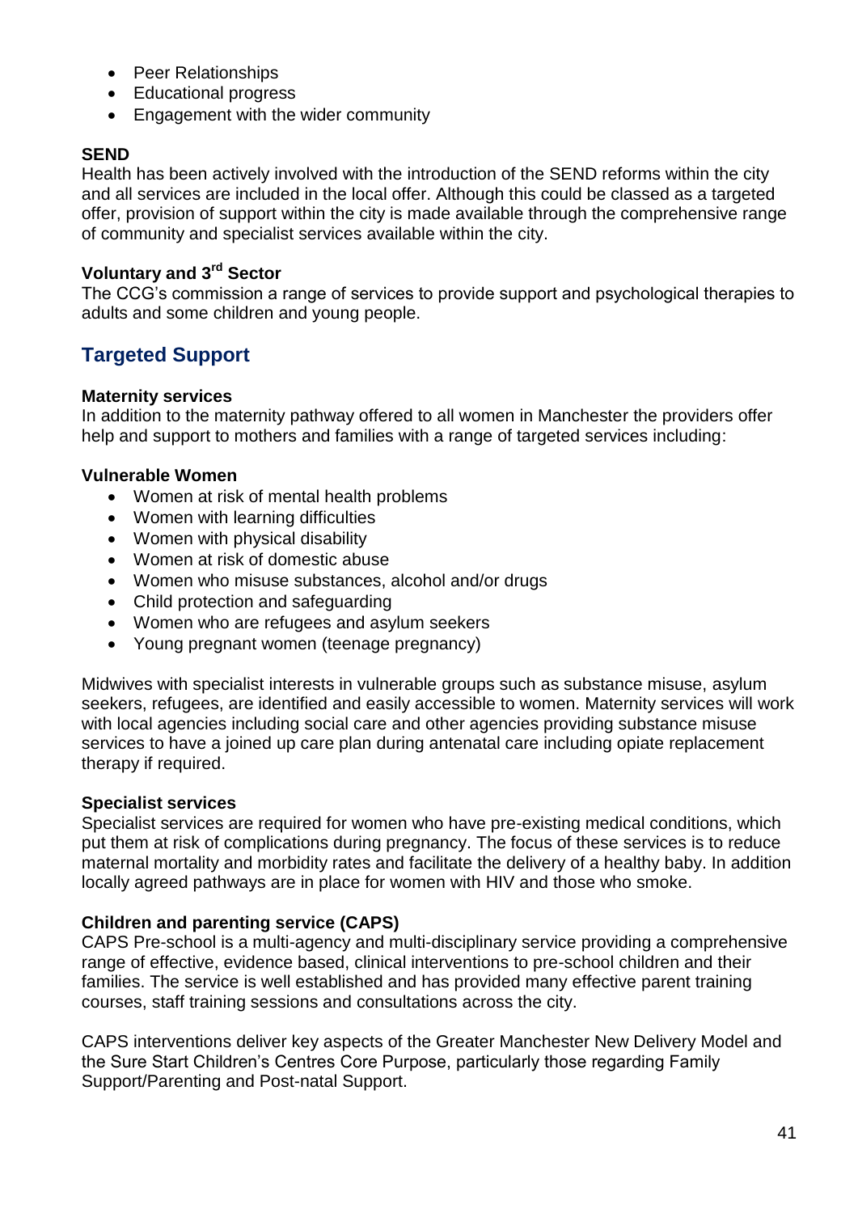- Peer Relationships
- Educational progress
- Engagement with the wider community

**SEND**

Health has been actively involved with the introduction of the SEND reforms within the city and all services are included in the local offer. Although this could be classed as a targeted offer, provision of support within the city is made available through the comprehensive range of community and specialist services available within the city.

**Voluntary and 3rd Sector**

The CCG's commission a range of services to provide support and psychological therapies to adults and some children and young people.

## Targeted Support

**Maternity services**

In addition to the maternity pathway offered to all women in Manchester the providers offer help and support to mothers and families with a range of targeted services including:

**Vulnerable Women**

- Women at risk of mental health problems
- Women with learning difficulties
- Women with physical disability
- Women at risk of domestic abuse
- Women who misuse substances, alcohol and/or drugs
- Child protection and safeguarding
- Women who are refugees and asylum seekers
- Young pregnant women (teenage pregnancy)

Midwives with specialist interests in vulnerable groups such as substance misuse, asylum seekers, refugees, are identified and easily accessible to women. Maternity services will work with local agencies including social care and other agencies providing substance misuse services to have a joined up care plan during antenatal care including opiate replacement therapy if required.

**Specialist services**

Specialist services are required for women who have pre-existing medical conditions, which put them at risk of complications during pregnancy. The focus of these services is to reduce maternal mortality and morbidity rates and facilitate the delivery of a healthy baby. In addition locally agreed pathways are in place for women with HIV and those who smoke.

**Children and parenting service (CAPS)**

CAPS Pre-school is a multi-agency and multi-disciplinary service providing a comprehensive range of effective, evidence based, clinical interventions to pre-school children and their families. The service is well established and has provided many effective parent training courses, staff training sessions and consultations across the city.

CAPS interventions deliver key aspects of the Greater Manchester New Delivery Model and the Sure Start Children's Centres Core Purpose, particularly those regarding Family Support/Parenting and Post-natal Support.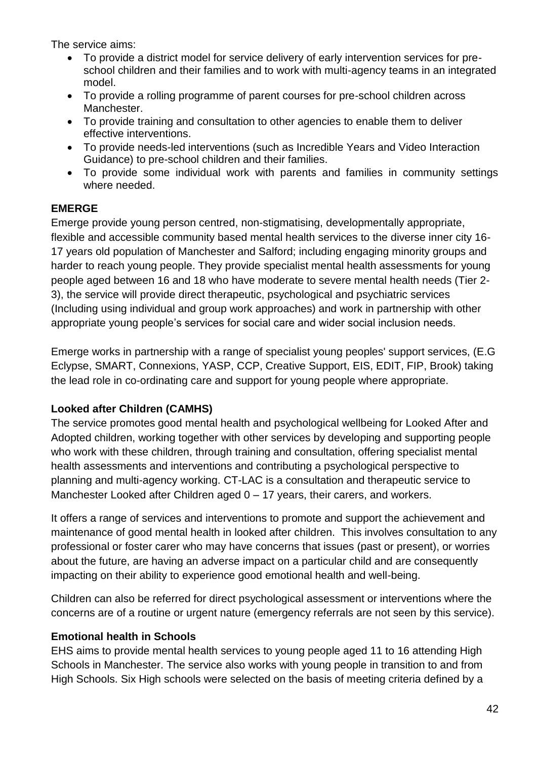The service aims:

- To provide a district model for service delivery of early intervention services for pre-school children and their families and to work with multi-agency teams in an integrated model.
- To provide a rolling programme of parent courses for pre-school children across Manchester.
- To provide training and consultation to other agencies to enable them to deliver effective interventions.
- To provide needs-led interventions (such as Incredible Years and Video Interaction Guidance) to pre-school children and their families.
- To provide some individual work with parents and families in community settings where needed.

**EMERGE**

Emerge provide young person centred, non-stigmatising, developmentally appropriate, flexible and accessible community based mental health services to the diverse inner city 16-17 years old population of Manchester and Salford; including engaging minority groups and harder to reach young people. They provide specialist mental health assessments for young people aged between 16 and 18 who have moderate to severe mental health needs (Tier 2-3), the service will provide direct therapeutic, psychological and psychiatric services (Including using individual and group work approaches) and work in partnership with other appropriate young people's services for social care and wider social inclusion needs.

Emerge works in partnership with a range of specialist young peoples' support services, (E.G Eclypse, SMART, Connexions, YASP, CCP, Creative Support, EIS, EDIT, FIP, Brook) taking the lead role in co-ordinating care and support for young people where appropriate.

**Looked after Children (CAMHS)**

The service promotes good mental health and psychological wellbeing for Looked After and Adopted children, working together with other services by developing and supporting people who work with these children, through training and consultation, offering specialist mental health assessments and interventions and contributing a psychological perspective to planning and multi-agency working. CT-LAC is a consultation and therapeutic service to Manchester Looked after Children aged 0 – 17 years, their carers, and workers.

It offers a range of services and interventions to promote and support the achievement and maintenance of good mental health in looked after children. This involves consultation to any professional or foster carer who may have concerns that issues (past or present), or worries about the future, are having an adverse impact on a particular child and are consequently impacting on their ability to experience good emotional health and well-being.

Children can also be referred for direct psychological assessment or interventions where the concerns are of a routine or urgent nature (emergency referrals are not seen by this service).

**Emotional health in Schools**

EHS aims to provide mental health services to young people aged 11 to 16 attending High Schools in Manchester. The service also works with young people in transition to and from High Schools. Six High schools were selected on the basis of meeting criteria defined by a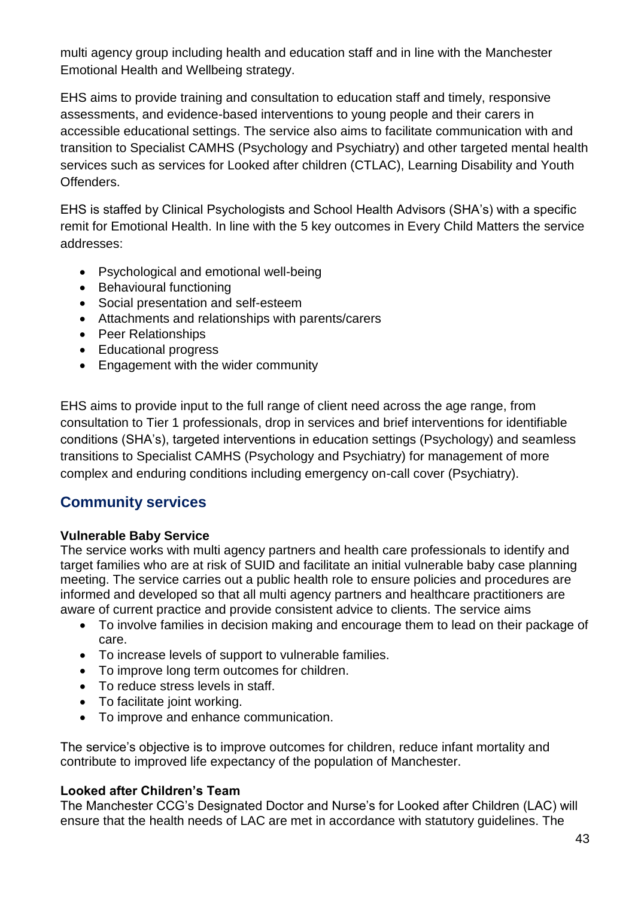multi agency group including health and education staff and in line with the Manchester Emotional Health and Wellbeing strategy.

EHS aims to provide training and consultation to education staff and timely, responsive assessments, and evidence-based interventions to young people and their carers in accessible educational settings. The service also aims to facilitate communication with and transition to Specialist CAMHS (Psychology and Psychiatry) and other targeted mental health services such as services for Looked after children (CTLAC), Learning Disability and Youth Offenders.

EHS is staffed by Clinical Psychologists and School Health Advisors (SHA's) with a specific remit for Emotional Health. In line with the 5 key outcomes in Every Child Matters the service addresses:

- Psychological and emotional well-being
- Behavioural functioning
- Social presentation and self-esteem
- Attachments and relationships with parents/carers
- Peer Relationships
- Educational progress
- Engagement with the wider community

EHS aims to provide input to the full range of client need across the age range, from consultation to Tier 1 professionals, drop in services and brief interventions for identifiable conditions (SHA's), targeted interventions in education settings (Psychology) and seamless transitions to Specialist CAMHS (Psychology and Psychiatry) for management of more complex and enduring conditions including emergency on-call cover (Psychiatry).

## Community services

**Vulnerable Baby Service**
The service works with multi agency partners and health care professionals to identify and target families who are at risk of SUID and facilitate an initial vulnerable baby case planning meeting. The service carries out a public health role to ensure policies and procedures are informed and developed so that all multi agency partners and healthcare practitioners are aware of current practice and provide consistent advice to clients. The service aims

- To involve families in decision making and encourage them to lead on their package of care.
- To increase levels of support to vulnerable families.
- To improve long term outcomes for children.
- To reduce stress levels in staff.
- To facilitate joint working.
- To improve and enhance communication.

The service's objective is to improve outcomes for children, reduce infant mortality and contribute to improved life expectancy of the population of Manchester.

**Looked after Children's Team**
The Manchester CCG's Designated Doctor and Nurse's for Looked after Children (LAC) will ensure that the health needs of LAC are met in accordance with statutory guidelines. The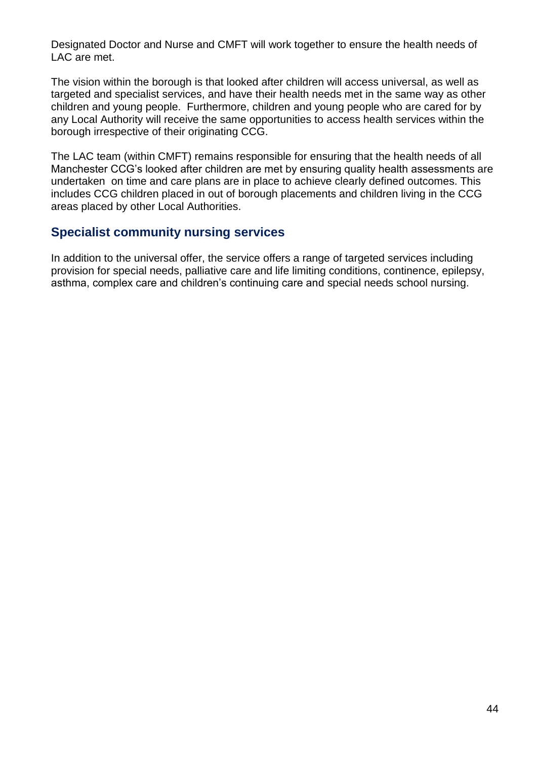Designated Doctor and Nurse and CMFT will work together to ensure the health needs of LAC are met.

The vision within the borough is that looked after children will access universal, as well as targeted and specialist services, and have their health needs met in the same way as other children and young people. Furthermore, children and young people who are cared for by any Local Authority will receive the same opportunities to access health services within the borough irrespective of their originating CCG.

The LAC team (within CMFT) remains responsible for ensuring that the health needs of all Manchester CCG's looked after children are met by ensuring quality health assessments are undertaken on time and care plans are in place to achieve clearly defined outcomes. This includes CCG children placed in out of borough placements and children living in the CCG areas placed by other Local Authorities.

## Specialist community nursing services

In addition to the universal offer, the service offers a range of targeted services including provision for special needs, palliative care and life limiting conditions, continence, epilepsy, asthma, complex care and children's continuing care and special needs school nursing.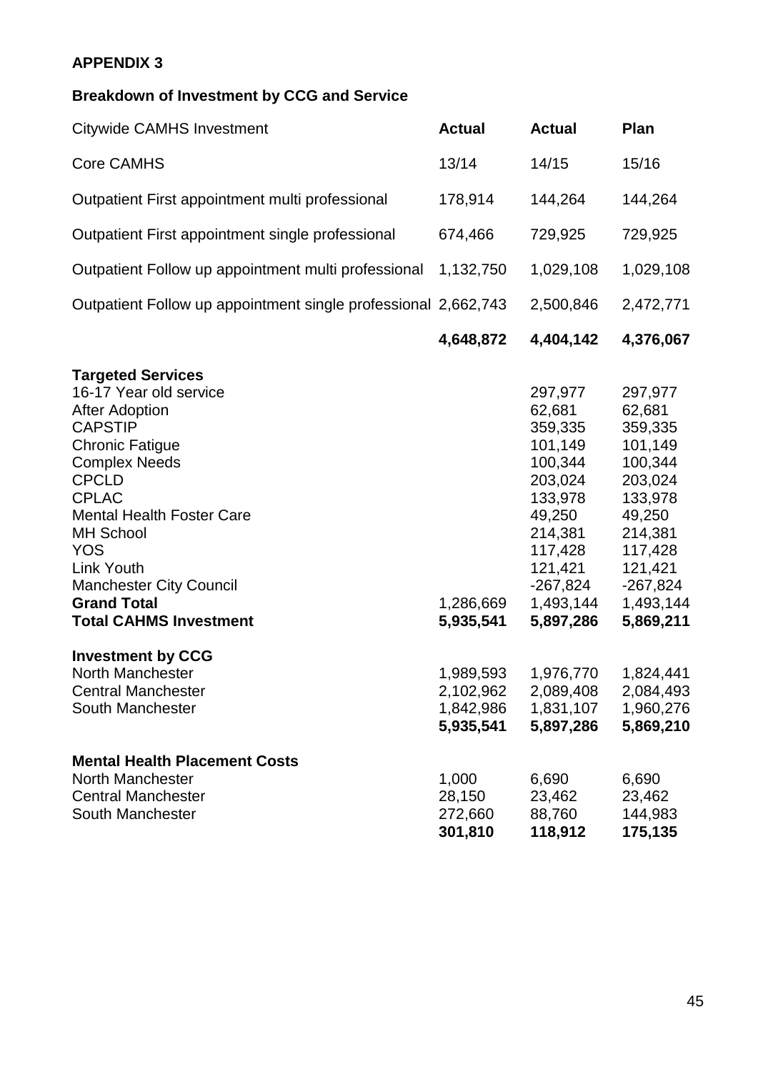**APPENDIX 3**

**Breakdown of Investment by CCG and Service**

| Citywide CAMHS Investment | **Actual** | **Actual** | **Plan** |
|---|---|---|---|
| Core CAMHS | 13/14 | 14/15 | 15/16 |
| Outpatient First appointment multi professional | 178,914 | 144,264 | 144,264 |
| Outpatient First appointment single professional | 674,466 | 729,925 | 729,925 |
| Outpatient Follow up appointment multi professional | 1,132,750 | 1,029,108 | 1,029,108 |
| Outpatient Follow up appointment single professional | 2,662,743 | 2,500,846 | 2,472,771 |
| | **4,648,872** | **4,404,142** | **4,376,067** |
| **Targeted Services** | | | |
| 16-17 Year old service | | 297,977 | 297,977 |
| After Adoption | | 62,681 | 62,681 |
| CAPSTIP | | 359,335 | 359,335 |
| Chronic Fatigue | | 101,149 | 101,149 |
| Complex Needs | | 100,344 | 100,344 |
| CPCLD | | 203,024 | 203,024 |
| CPLAC | | 133,978 | 133,978 |
| Mental Health Foster Care | | 49,250 | 49,250 |
| MH School | | 214,381 | 214,381 |
| YOS | | 117,428 | 117,428 |
| Link Youth | | 121,421 | 121,421 |
| Manchester City Council | | -267,824 | -267,824 |
| **Grand Total** | 1,286,669 | 1,493,144 | 1,493,144 |
| **Total CAHMS Investment** | **5,935,541** | **5,897,286** | **5,869,211** |
| **Investment by CCG** | | | |
| North Manchester | 1,989,593 | 1,976,770 | 1,824,441 |
| Central Manchester | 2,102,962 | 2,089,408 | 2,084,493 |
| South Manchester | 1,842,986 | 1,831,107 | 1,960,276 |
| | **5,935,541** | **5,897,286** | **5,869,210** |
| **Mental Health Placement Costs** | | | |
| North Manchester | 1,000 | 6,690 | 6,690 |
| Central Manchester | 28,150 | 23,462 | 23,462 |
| South Manchester | 272,660 | 88,760 | 144,983 |
| | **301,810** | **118,912** | **175,135** |